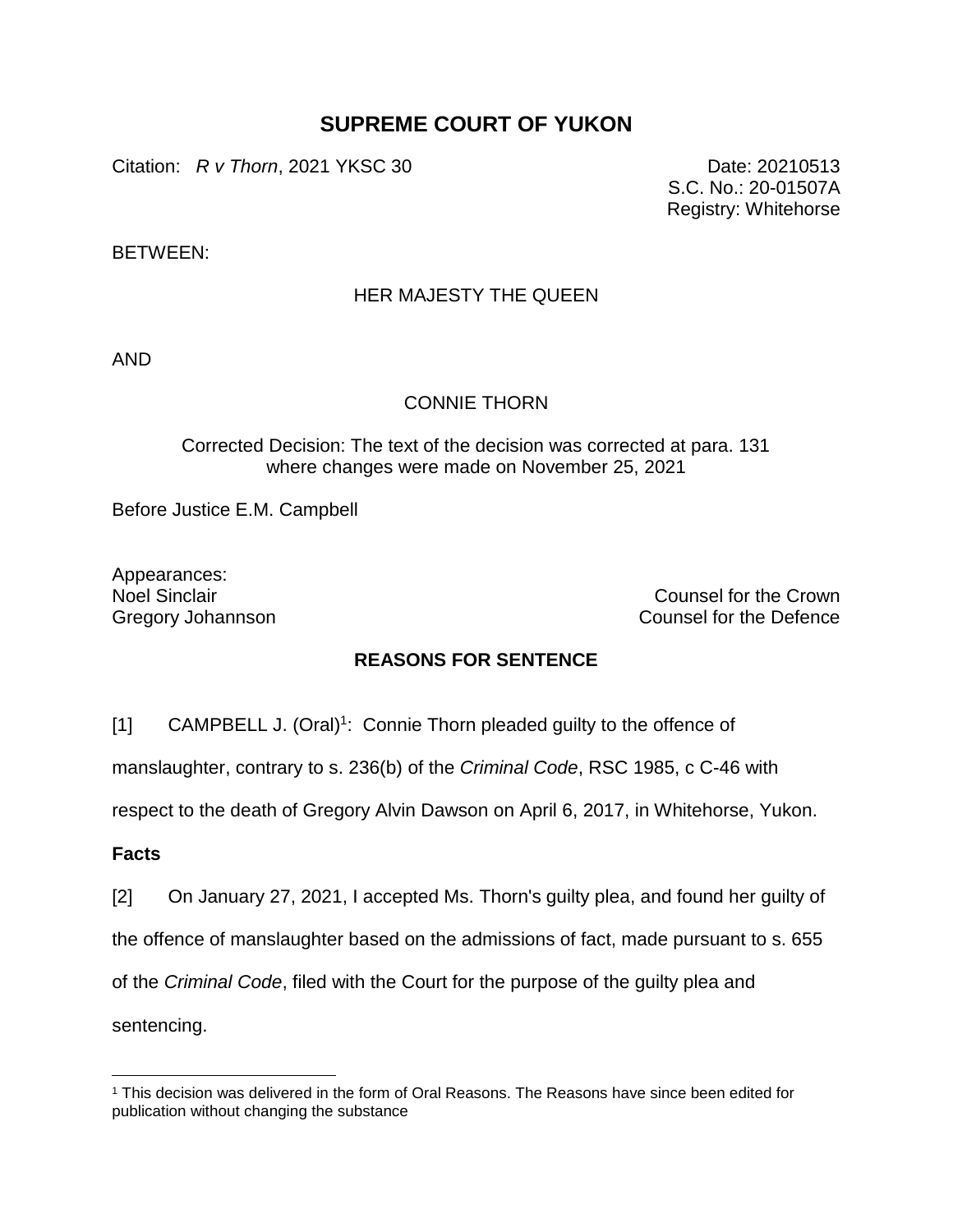# SUPREME COURT OF YUKON

Citation: *R v Thorn*, 2021 YKSC 30

Date: 20210513
S.C. No.: 20-01507A
Registry: Whitehorse

BETWEEN:

HER MAJESTY THE QUEEN

AND

CONNIE THORN

Corrected Decision: The text of the decision was corrected at para. 131 where changes were made on November 25, 2021

Before Justice E.M. Campbell

Appearances:

| | |
|---|---|
| Noel Sinclair | Counsel for the Crown |
| Gregory Johannson | Counsel for the Defence |

## REASONS FOR SENTENCE

[1] CAMPBELL J. (Oral)[1]: Connie Thorn pleaded guilty to the offence of manslaughter, contrary to s. 236(b) of the *Criminal Code*, RSC 1985, c C-46 with respect to the death of Gregory Alvin Dawson on April 6, 2017, in Whitehorse, Yukon.

**Facts**

[2] On January 27, 2021, I accepted Ms. Thorn's guilty plea, and found her guilty of the offence of manslaughter based on the admissions of fact, made pursuant to s. 655 of the *Criminal Code*, filed with the Court for the purpose of the guilty plea and sentencing.

[1] This decision was delivered in the form of Oral Reasons. The Reasons have since been edited for publication without changing the substance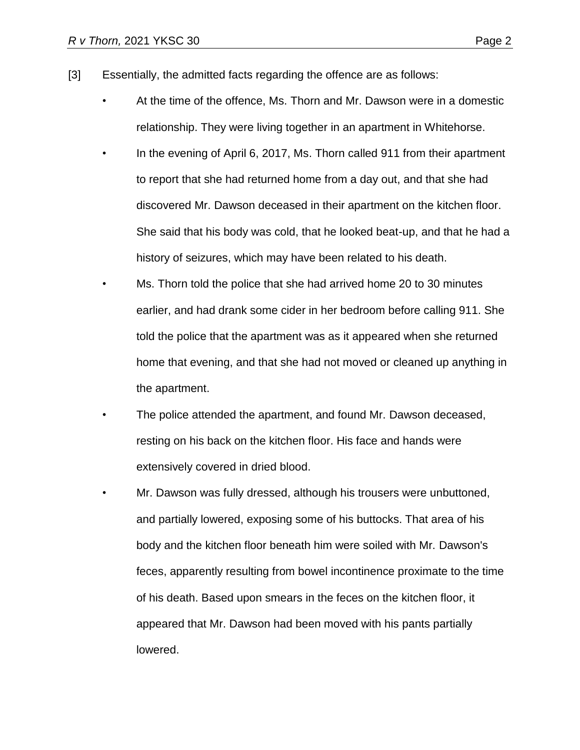[3] Essentially, the admitted facts regarding the offence are as follows:

- At the time of the offence, Ms. Thorn and Mr. Dawson were in a domestic relationship. They were living together in an apartment in Whitehorse.
- In the evening of April 6, 2017, Ms. Thorn called 911 from their apartment to report that she had returned home from a day out, and that she had discovered Mr. Dawson deceased in their apartment on the kitchen floor. She said that his body was cold, that he looked beat-up, and that he had a history of seizures, which may have been related to his death.
- Ms. Thorn told the police that she had arrived home 20 to 30 minutes earlier, and had drank some cider in her bedroom before calling 911. She told the police that the apartment was as it appeared when she returned home that evening, and that she had not moved or cleaned up anything in the apartment.
- The police attended the apartment, and found Mr. Dawson deceased, resting on his back on the kitchen floor. His face and hands were extensively covered in dried blood.
- Mr. Dawson was fully dressed, although his trousers were unbuttoned, and partially lowered, exposing some of his buttocks. That area of his body and the kitchen floor beneath him were soiled with Mr. Dawson's feces, apparently resulting from bowel incontinence proximate to the time of his death. Based upon smears in the feces on the kitchen floor, it appeared that Mr. Dawson had been moved with his pants partially lowered.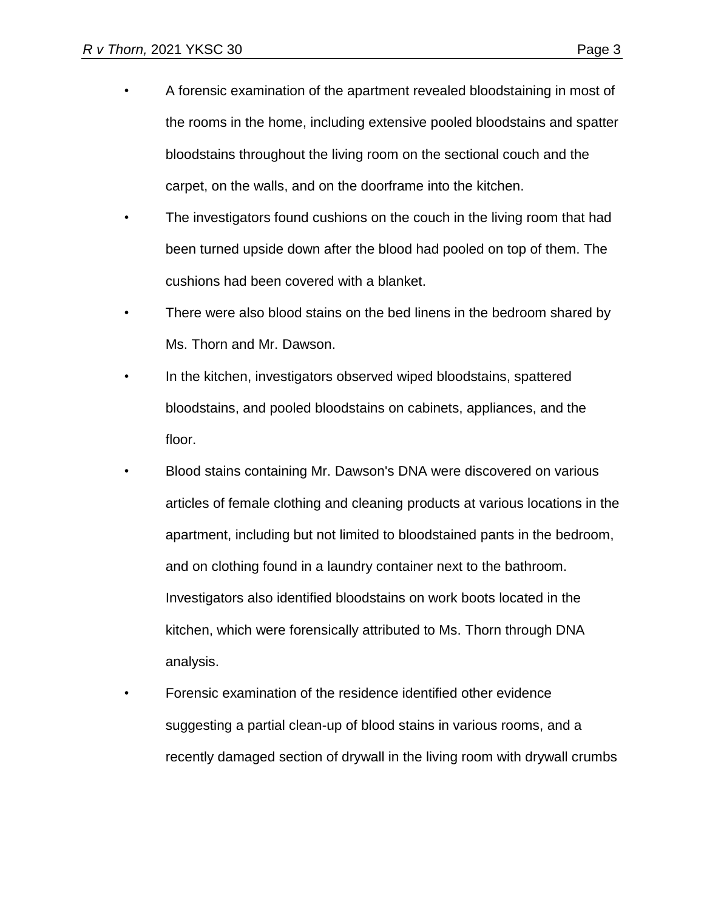- A forensic examination of the apartment revealed bloodstaining in most of the rooms in the home, including extensive pooled bloodstains and spatter bloodstains throughout the living room on the sectional couch and the carpet, on the walls, and on the doorframe into the kitchen.
- The investigators found cushions on the couch in the living room that had been turned upside down after the blood had pooled on top of them. The cushions had been covered with a blanket.
- There were also blood stains on the bed linens in the bedroom shared by Ms. Thorn and Mr. Dawson.
- In the kitchen, investigators observed wiped bloodstains, spattered bloodstains, and pooled bloodstains on cabinets, appliances, and the floor.
- Blood stains containing Mr. Dawson's DNA were discovered on various articles of female clothing and cleaning products at various locations in the apartment, including but not limited to bloodstained pants in the bedroom, and on clothing found in a laundry container next to the bathroom. Investigators also identified bloodstains on work boots located in the kitchen, which were forensically attributed to Ms. Thorn through DNA analysis.
- Forensic examination of the residence identified other evidence suggesting a partial clean-up of blood stains in various rooms, and a recently damaged section of drywall in the living room with drywall crumbs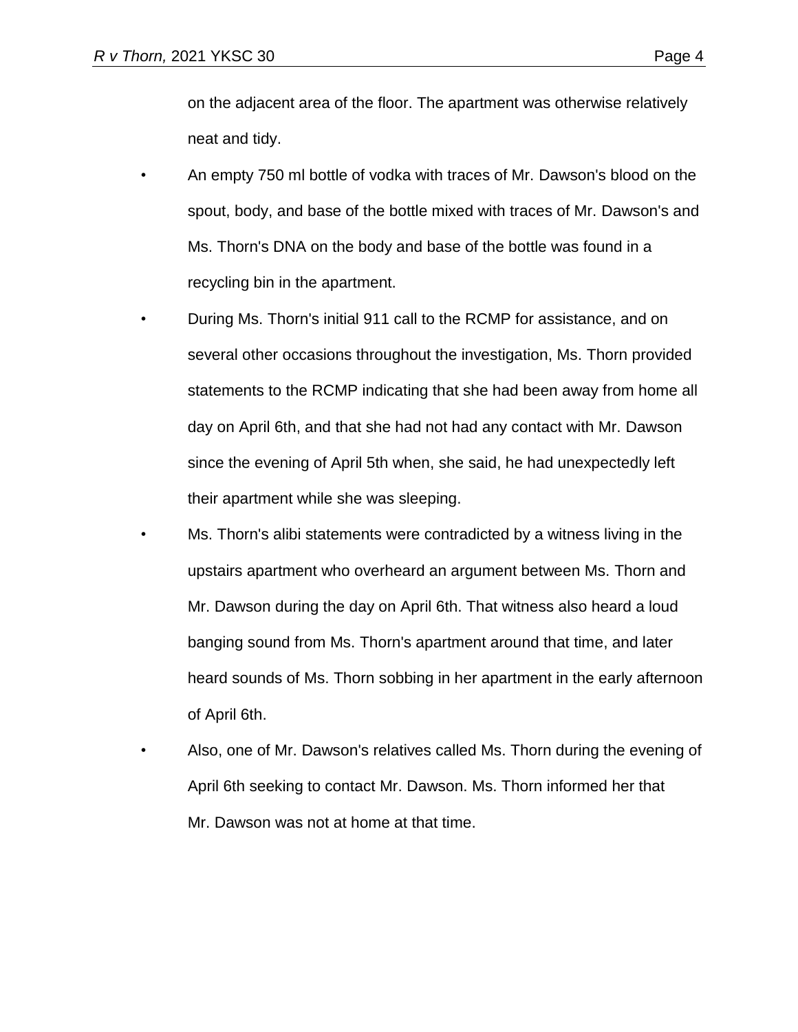on the adjacent area of the floor. The apartment was otherwise relatively neat and tidy.

- An empty 750 ml bottle of vodka with traces of Mr. Dawson's blood on the spout, body, and base of the bottle mixed with traces of Mr. Dawson's and Ms. Thorn's DNA on the body and base of the bottle was found in a recycling bin in the apartment.
- During Ms. Thorn's initial 911 call to the RCMP for assistance, and on several other occasions throughout the investigation, Ms. Thorn provided statements to the RCMP indicating that she had been away from home all day on April 6th, and that she had not had any contact with Mr. Dawson since the evening of April 5th when, she said, he had unexpectedly left their apartment while she was sleeping.
- Ms. Thorn's alibi statements were contradicted by a witness living in the upstairs apartment who overheard an argument between Ms. Thorn and Mr. Dawson during the day on April 6th. That witness also heard a loud banging sound from Ms. Thorn's apartment around that time, and later heard sounds of Ms. Thorn sobbing in her apartment in the early afternoon of April 6th.
- Also, one of Mr. Dawson's relatives called Ms. Thorn during the evening of April 6th seeking to contact Mr. Dawson. Ms. Thorn informed her that Mr. Dawson was not at home at that time.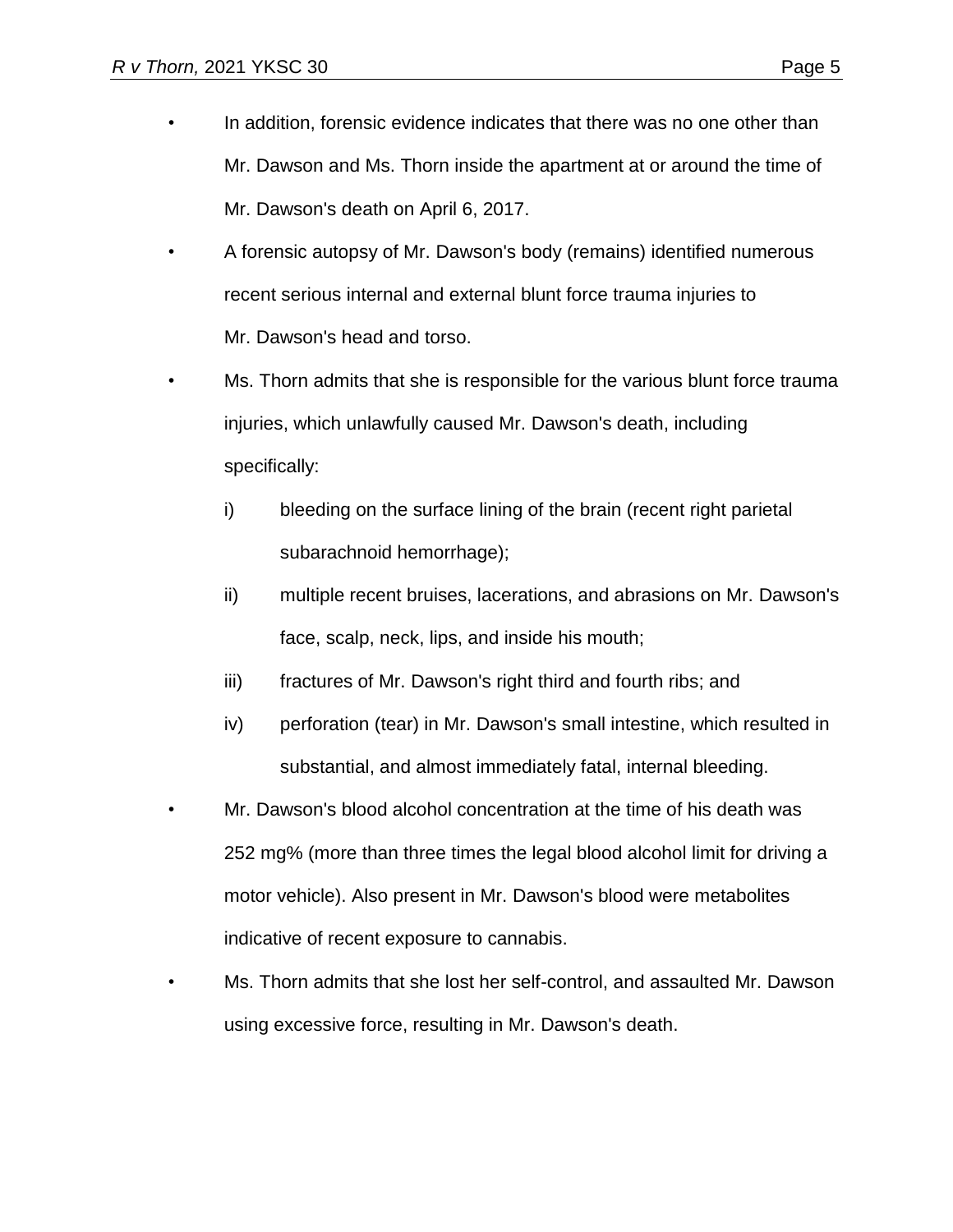- In addition, forensic evidence indicates that there was no one other than Mr. Dawson and Ms. Thorn inside the apartment at or around the time of Mr. Dawson's death on April 6, 2017.
- A forensic autopsy of Mr. Dawson's body (remains) identified numerous recent serious internal and external blunt force trauma injuries to Mr. Dawson's head and torso.
- Ms. Thorn admits that she is responsible for the various blunt force trauma injuries, which unlawfully caused Mr. Dawson's death, including specifically:
  - i) bleeding on the surface lining of the brain (recent right parietal subarachnoid hemorrhage);
  - ii) multiple recent bruises, lacerations, and abrasions on Mr. Dawson's face, scalp, neck, lips, and inside his mouth;
  - iii) fractures of Mr. Dawson's right third and fourth ribs; and
  - iv) perforation (tear) in Mr. Dawson's small intestine, which resulted in substantial, and almost immediately fatal, internal bleeding.
- Mr. Dawson's blood alcohol concentration at the time of his death was 252 mg% (more than three times the legal blood alcohol limit for driving a motor vehicle). Also present in Mr. Dawson's blood were metabolites indicative of recent exposure to cannabis.
- Ms. Thorn admits that she lost her self-control, and assaulted Mr. Dawson using excessive force, resulting in Mr. Dawson's death.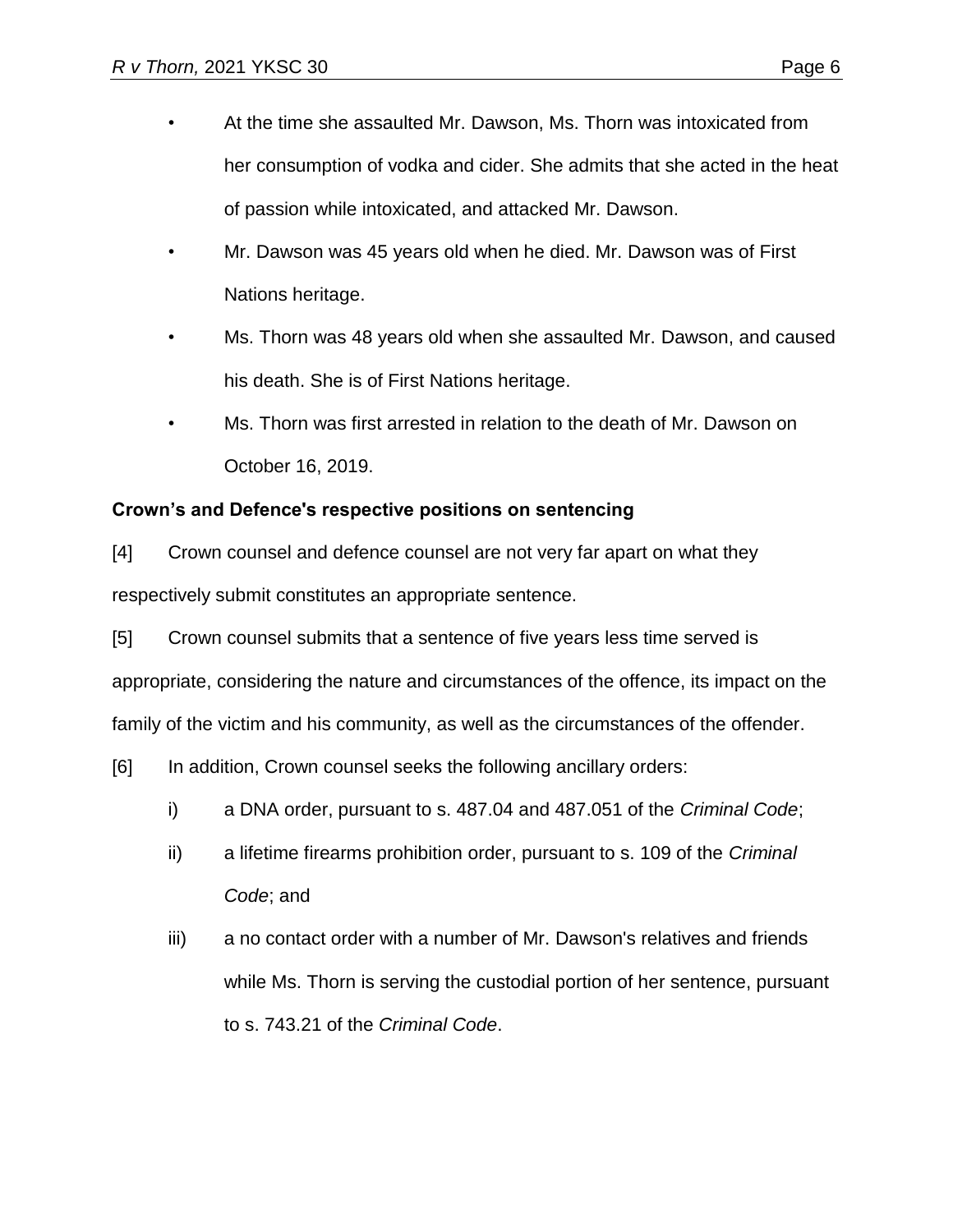- At the time she assaulted Mr. Dawson, Ms. Thorn was intoxicated from her consumption of vodka and cider. She admits that she acted in the heat of passion while intoxicated, and attacked Mr. Dawson.
- Mr. Dawson was 45 years old when he died. Mr. Dawson was of First Nations heritage.
- Ms. Thorn was 48 years old when she assaulted Mr. Dawson, and caused his death. She is of First Nations heritage.
- Ms. Thorn was first arrested in relation to the death of Mr. Dawson on October 16, 2019.

**Crown's and Defence's respective positions on sentencing**

[4] Crown counsel and defence counsel are not very far apart on what they respectively submit constitutes an appropriate sentence.

[5] Crown counsel submits that a sentence of five years less time served is appropriate, considering the nature and circumstances of the offence, its impact on the family of the victim and his community, as well as the circumstances of the offender.

[6] In addition, Crown counsel seeks the following ancillary orders:

i) a DNA order, pursuant to s. 487.04 and 487.051 of the *Criminal Code*;

ii) a lifetime firearms prohibition order, pursuant to s. 109 of the *Criminal Code*; and

iii) a no contact order with a number of Mr. Dawson's relatives and friends while Ms. Thorn is serving the custodial portion of her sentence, pursuant to s. 743.21 of the *Criminal Code*.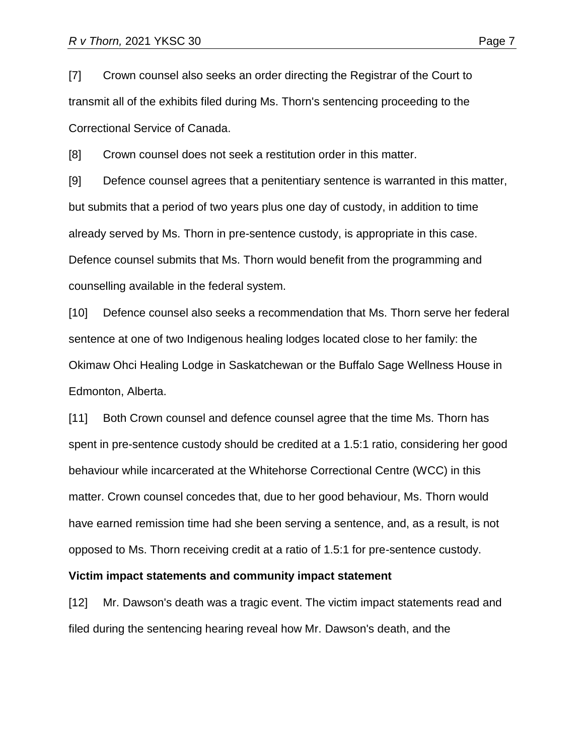[7] Crown counsel also seeks an order directing the Registrar of the Court to transmit all of the exhibits filed during Ms. Thorn's sentencing proceeding to the Correctional Service of Canada.

[8] Crown counsel does not seek a restitution order in this matter.

[9] Defence counsel agrees that a penitentiary sentence is warranted in this matter, but submits that a period of two years plus one day of custody, in addition to time already served by Ms. Thorn in pre-sentence custody, is appropriate in this case. Defence counsel submits that Ms. Thorn would benefit from the programming and counselling available in the federal system.

[10] Defence counsel also seeks a recommendation that Ms. Thorn serve her federal sentence at one of two Indigenous healing lodges located close to her family: the Okimaw Ohci Healing Lodge in Saskatchewan or the Buffalo Sage Wellness House in Edmonton, Alberta.

[11] Both Crown counsel and defence counsel agree that the time Ms. Thorn has spent in pre-sentence custody should be credited at a 1.5:1 ratio, considering her good behaviour while incarcerated at the Whitehorse Correctional Centre (WCC) in this matter. Crown counsel concedes that, due to her good behaviour, Ms. Thorn would have earned remission time had she been serving a sentence, and, as a result, is not opposed to Ms. Thorn receiving credit at a ratio of 1.5:1 for pre-sentence custody.

**Victim impact statements and community impact statement**

[12] Mr. Dawson's death was a tragic event. The victim impact statements read and filed during the sentencing hearing reveal how Mr. Dawson's death, and the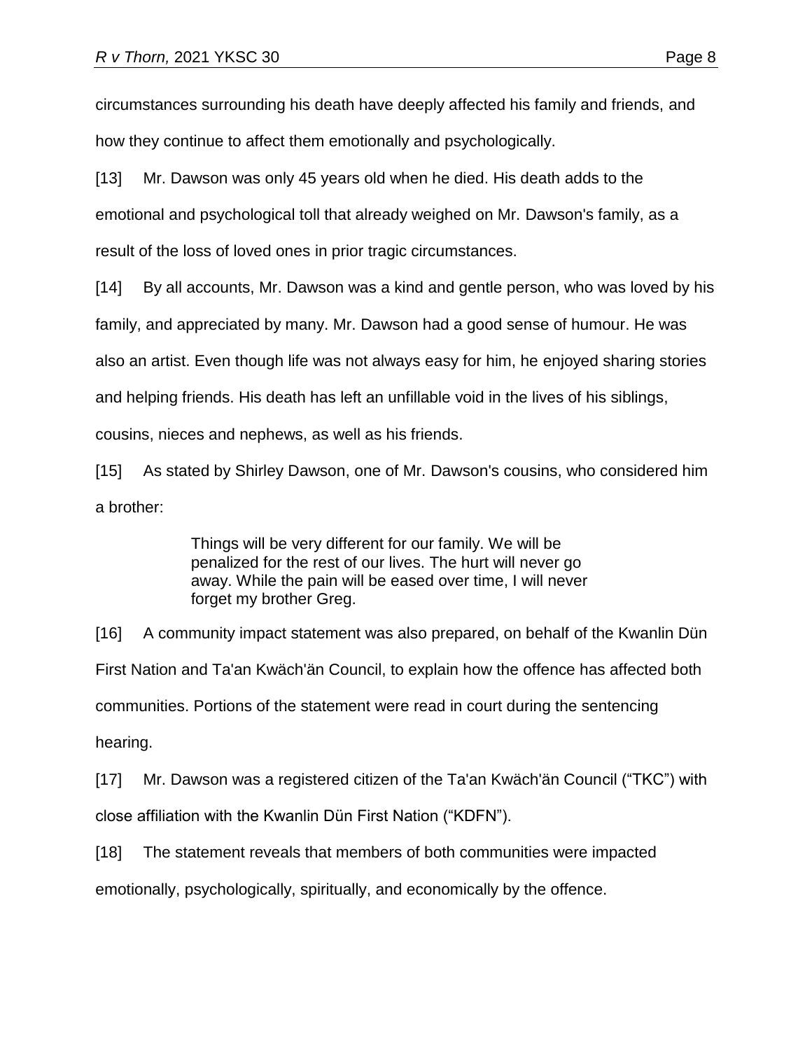circumstances surrounding his death have deeply affected his family and friends, and how they continue to affect them emotionally and psychologically.

[13] Mr. Dawson was only 45 years old when he died. His death adds to the emotional and psychological toll that already weighed on Mr. Dawson's family, as a result of the loss of loved ones in prior tragic circumstances.

[14] By all accounts, Mr. Dawson was a kind and gentle person, who was loved by his family, and appreciated by many. Mr. Dawson had a good sense of humour. He was also an artist. Even though life was not always easy for him, he enjoyed sharing stories and helping friends. His death has left an unfillable void in the lives of his siblings, cousins, nieces and nephews, as well as his friends.

[15] As stated by Shirley Dawson, one of Mr. Dawson's cousins, who considered him a brother:

> Things will be very different for our family. We will be penalized for the rest of our lives. The hurt will never go away. While the pain will be eased over time, I will never forget my brother Greg.

[16] A community impact statement was also prepared, on behalf of the Kwanlin Dün First Nation and Ta'an Kwäch'än Council, to explain how the offence has affected both communities. Portions of the statement were read in court during the sentencing hearing.

[17] Mr. Dawson was a registered citizen of the Ta'an Kwäch'än Council ("TKC") with close affiliation with the Kwanlin Dün First Nation ("KDFN").

[18] The statement reveals that members of both communities were impacted emotionally, psychologically, spiritually, and economically by the offence.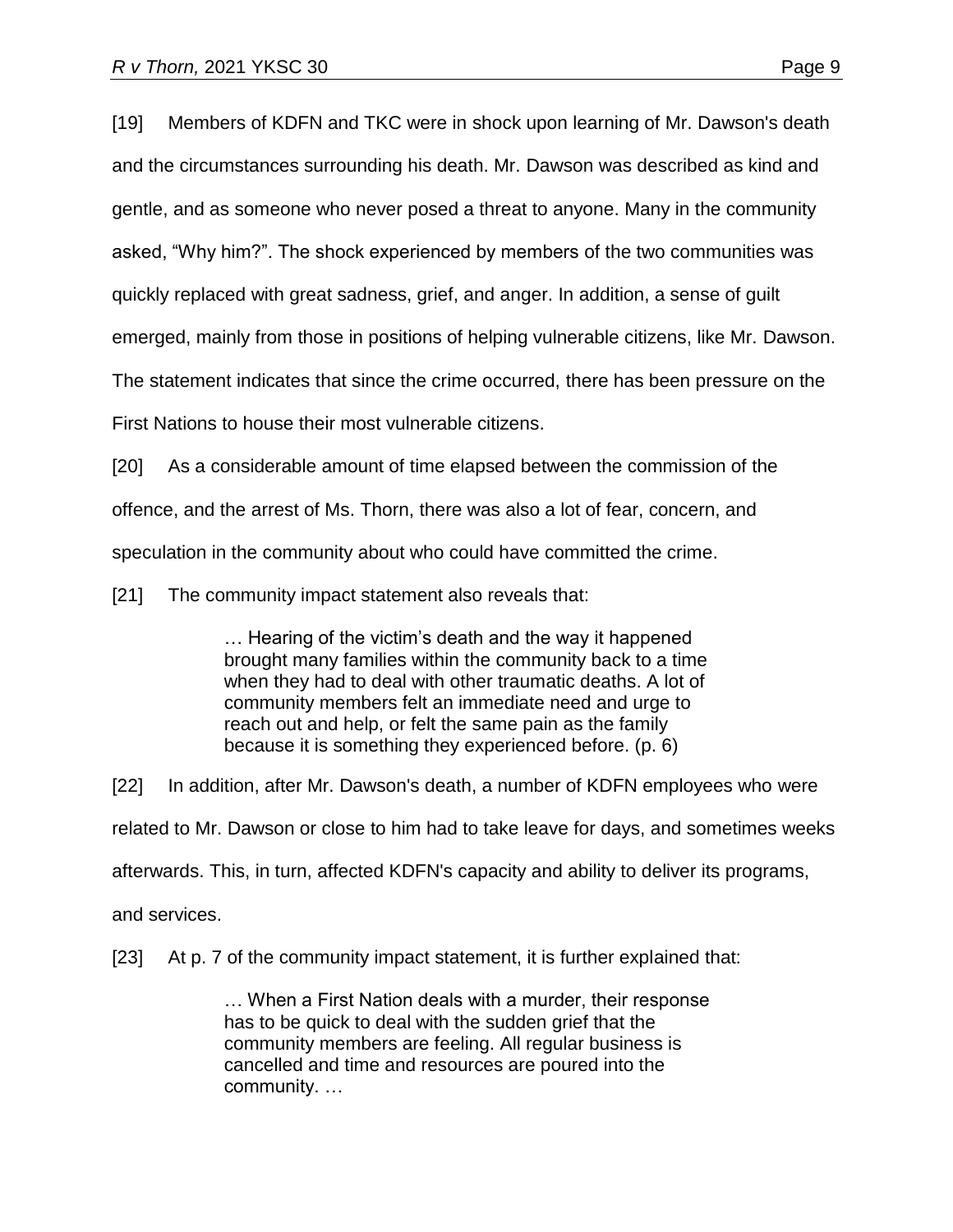[19] Members of KDFN and TKC were in shock upon learning of Mr. Dawson's death and the circumstances surrounding his death. Mr. Dawson was described as kind and gentle, and as someone who never posed a threat to anyone. Many in the community asked, "Why him?". The shock experienced by members of the two communities was quickly replaced with great sadness, grief, and anger. In addition, a sense of guilt emerged, mainly from those in positions of helping vulnerable citizens, like Mr. Dawson. The statement indicates that since the crime occurred, there has been pressure on the First Nations to house their most vulnerable citizens.

[20] As a considerable amount of time elapsed between the commission of the offence, and the arrest of Ms. Thorn, there was also a lot of fear, concern, and speculation in the community about who could have committed the crime.

[21] The community impact statement also reveals that:

> … Hearing of the victim's death and the way it happened brought many families within the community back to a time when they had to deal with other traumatic deaths. A lot of community members felt an immediate need and urge to reach out and help, or felt the same pain as the family because it is something they experienced before. (p. 6)

[22] In addition, after Mr. Dawson's death, a number of KDFN employees who were related to Mr. Dawson or close to him had to take leave for days, and sometimes weeks afterwards. This, in turn, affected KDFN's capacity and ability to deliver its programs, and services.

[23] At p. 7 of the community impact statement, it is further explained that:

> … When a First Nation deals with a murder, their response has to be quick to deal with the sudden grief that the community members are feeling. All regular business is cancelled and time and resources are poured into the community. …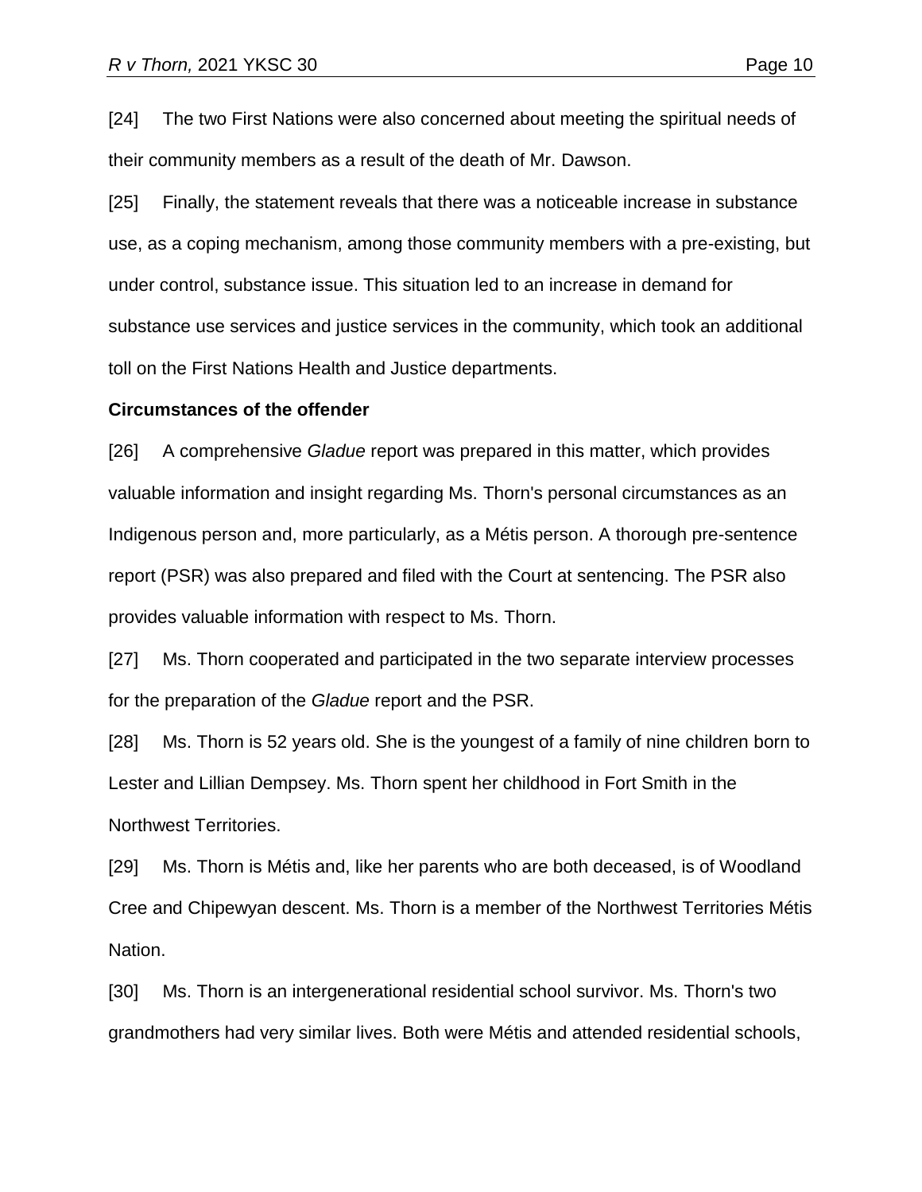[24] The two First Nations were also concerned about meeting the spiritual needs of their community members as a result of the death of Mr. Dawson.

[25] Finally, the statement reveals that there was a noticeable increase in substance use, as a coping mechanism, among those community members with a pre-existing, but under control, substance issue. This situation led to an increase in demand for substance use services and justice services in the community, which took an additional toll on the First Nations Health and Justice departments.

**Circumstances of the offender**

[26] A comprehensive *Gladue* report was prepared in this matter, which provides valuable information and insight regarding Ms. Thorn's personal circumstances as an Indigenous person and, more particularly, as a Métis person. A thorough pre-sentence report (PSR) was also prepared and filed with the Court at sentencing. The PSR also provides valuable information with respect to Ms. Thorn.

[27] Ms. Thorn cooperated and participated in the two separate interview processes for the preparation of the *Gladue* report and the PSR.

[28] Ms. Thorn is 52 years old. She is the youngest of a family of nine children born to Lester and Lillian Dempsey. Ms. Thorn spent her childhood in Fort Smith in the Northwest Territories.

[29] Ms. Thorn is Métis and, like her parents who are both deceased, is of Woodland Cree and Chipewyan descent. Ms. Thorn is a member of the Northwest Territories Métis Nation.

[30] Ms. Thorn is an intergenerational residential school survivor. Ms. Thorn's two grandmothers had very similar lives. Both were Métis and attended residential schools,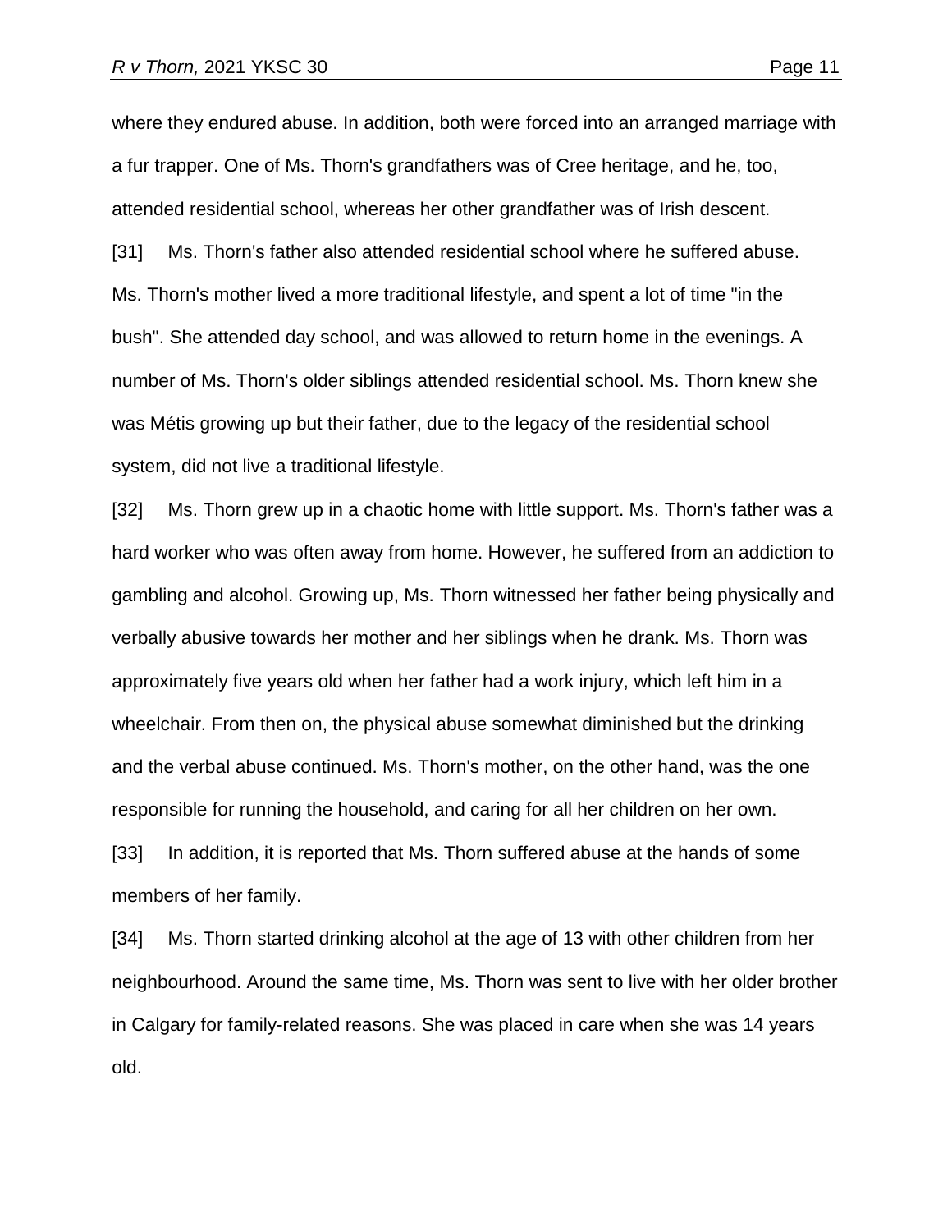where they endured abuse. In addition, both were forced into an arranged marriage with a fur trapper. One of Ms. Thorn's grandfathers was of Cree heritage, and he, too, attended residential school, whereas her other grandfather was of Irish descent.

[31] Ms. Thorn's father also attended residential school where he suffered abuse. Ms. Thorn's mother lived a more traditional lifestyle, and spent a lot of time "in the bush". She attended day school, and was allowed to return home in the evenings. A number of Ms. Thorn's older siblings attended residential school. Ms. Thorn knew she was Métis growing up but their father, due to the legacy of the residential school system, did not live a traditional lifestyle.

[32] Ms. Thorn grew up in a chaotic home with little support. Ms. Thorn's father was a hard worker who was often away from home. However, he suffered from an addiction to gambling and alcohol. Growing up, Ms. Thorn witnessed her father being physically and verbally abusive towards her mother and her siblings when he drank. Ms. Thorn was approximately five years old when her father had a work injury, which left him in a wheelchair. From then on, the physical abuse somewhat diminished but the drinking and the verbal abuse continued. Ms. Thorn's mother, on the other hand, was the one responsible for running the household, and caring for all her children on her own.

[33] In addition, it is reported that Ms. Thorn suffered abuse at the hands of some members of her family.

[34] Ms. Thorn started drinking alcohol at the age of 13 with other children from her neighbourhood. Around the same time, Ms. Thorn was sent to live with her older brother in Calgary for family-related reasons. She was placed in care when she was 14 years old.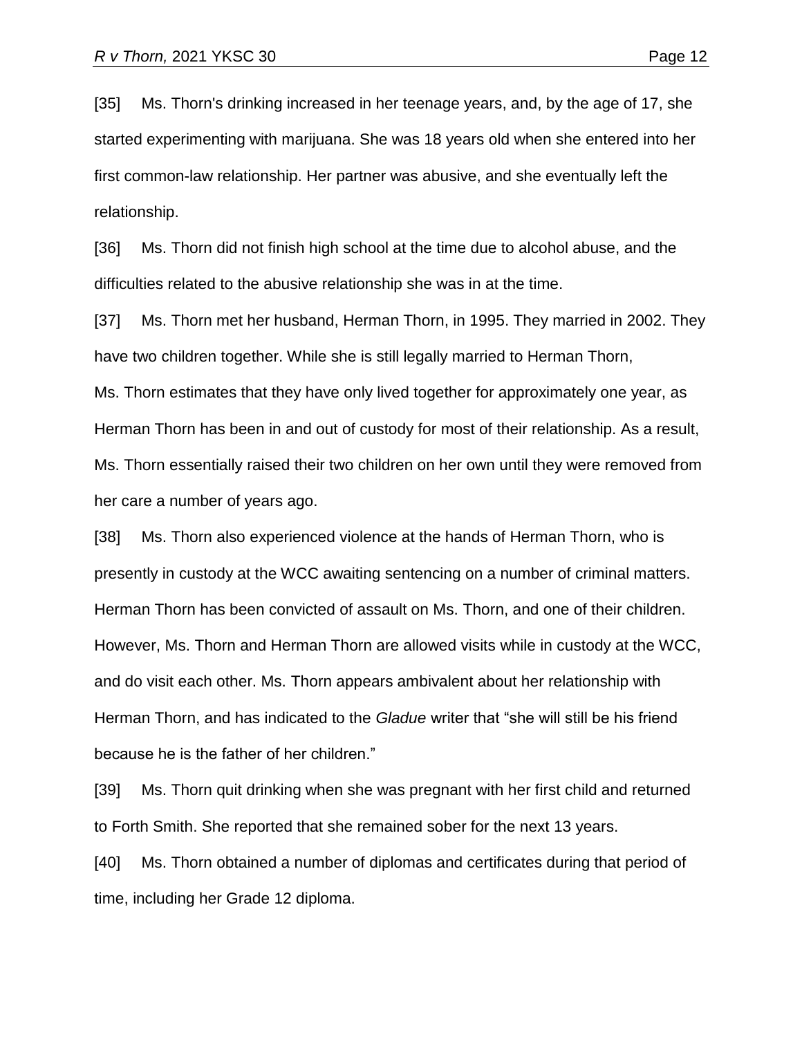[35] Ms. Thorn's drinking increased in her teenage years, and, by the age of 17, she started experimenting with marijuana. She was 18 years old when she entered into her first common-law relationship. Her partner was abusive, and she eventually left the relationship.

[36] Ms. Thorn did not finish high school at the time due to alcohol abuse, and the difficulties related to the abusive relationship she was in at the time.

[37] Ms. Thorn met her husband, Herman Thorn, in 1995. They married in 2002. They have two children together. While she is still legally married to Herman Thorn, Ms. Thorn estimates that they have only lived together for approximately one year, as Herman Thorn has been in and out of custody for most of their relationship. As a result, Ms. Thorn essentially raised their two children on her own until they were removed from her care a number of years ago.

[38] Ms. Thorn also experienced violence at the hands of Herman Thorn, who is presently in custody at the WCC awaiting sentencing on a number of criminal matters. Herman Thorn has been convicted of assault on Ms. Thorn, and one of their children. However, Ms. Thorn and Herman Thorn are allowed visits while in custody at the WCC, and do visit each other. Ms. Thorn appears ambivalent about her relationship with Herman Thorn, and has indicated to the *Gladue* writer that "she will still be his friend because he is the father of her children."

[39] Ms. Thorn quit drinking when she was pregnant with her first child and returned to Forth Smith. She reported that she remained sober for the next 13 years.

[40] Ms. Thorn obtained a number of diplomas and certificates during that period of time, including her Grade 12 diploma.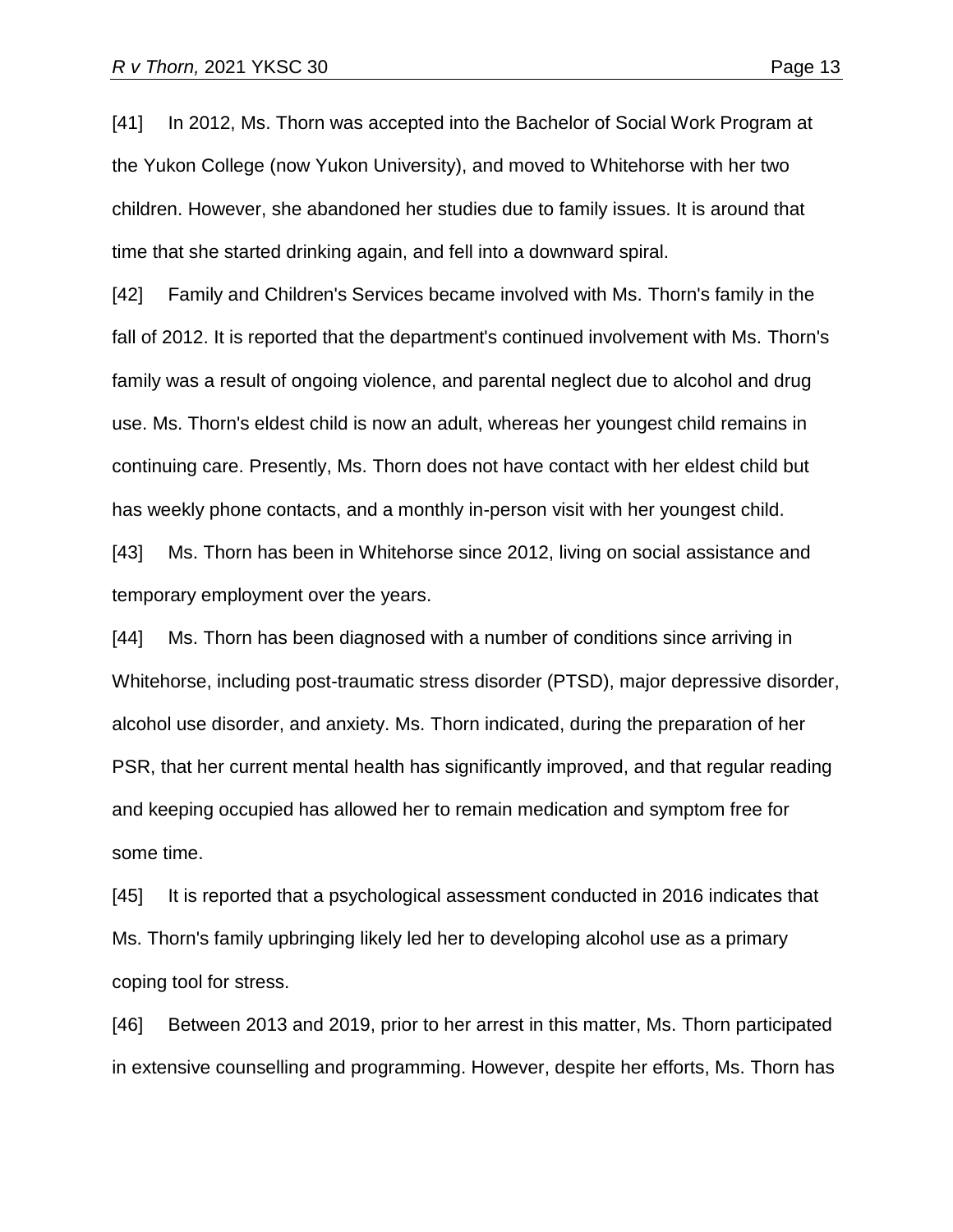[41] In 2012, Ms. Thorn was accepted into the Bachelor of Social Work Program at the Yukon College (now Yukon University), and moved to Whitehorse with her two children. However, she abandoned her studies due to family issues. It is around that time that she started drinking again, and fell into a downward spiral.

[42] Family and Children's Services became involved with Ms. Thorn's family in the fall of 2012. It is reported that the department's continued involvement with Ms. Thorn's family was a result of ongoing violence, and parental neglect due to alcohol and drug use. Ms. Thorn's eldest child is now an adult, whereas her youngest child remains in continuing care. Presently, Ms. Thorn does not have contact with her eldest child but has weekly phone contacts, and a monthly in-person visit with her youngest child.

[43] Ms. Thorn has been in Whitehorse since 2012, living on social assistance and temporary employment over the years.

[44] Ms. Thorn has been diagnosed with a number of conditions since arriving in Whitehorse, including post-traumatic stress disorder (PTSD), major depressive disorder, alcohol use disorder, and anxiety. Ms. Thorn indicated, during the preparation of her PSR, that her current mental health has significantly improved, and that regular reading and keeping occupied has allowed her to remain medication and symptom free for some time.

[45] It is reported that a psychological assessment conducted in 2016 indicates that Ms. Thorn's family upbringing likely led her to developing alcohol use as a primary coping tool for stress.

[46] Between 2013 and 2019, prior to her arrest in this matter, Ms. Thorn participated in extensive counselling and programming. However, despite her efforts, Ms. Thorn has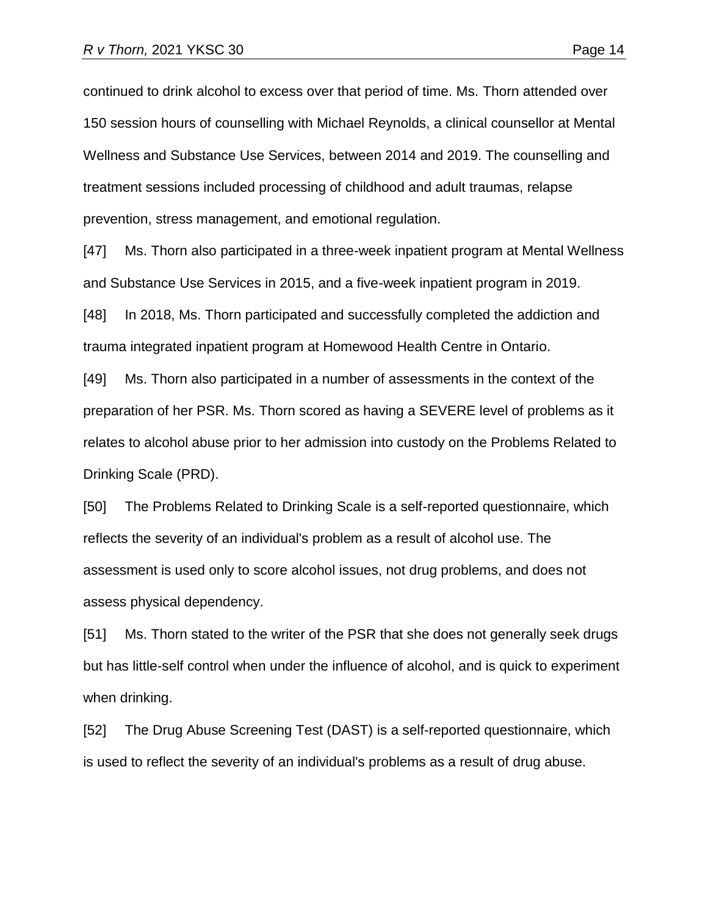continued to drink alcohol to excess over that period of time. Ms. Thorn attended over 150 session hours of counselling with Michael Reynolds, a clinical counsellor at Mental Wellness and Substance Use Services, between 2014 and 2019. The counselling and treatment sessions included processing of childhood and adult traumas, relapse prevention, stress management, and emotional regulation.

[47] Ms. Thorn also participated in a three-week inpatient program at Mental Wellness and Substance Use Services in 2015, and a five-week inpatient program in 2019.

[48] In 2018, Ms. Thorn participated and successfully completed the addiction and trauma integrated inpatient program at Homewood Health Centre in Ontario.

[49] Ms. Thorn also participated in a number of assessments in the context of the preparation of her PSR. Ms. Thorn scored as having a SEVERE level of problems as it relates to alcohol abuse prior to her admission into custody on the Problems Related to Drinking Scale (PRD).

[50] The Problems Related to Drinking Scale is a self-reported questionnaire, which reflects the severity of an individual's problem as a result of alcohol use. The assessment is used only to score alcohol issues, not drug problems, and does not assess physical dependency.

[51] Ms. Thorn stated to the writer of the PSR that she does not generally seek drugs but has little-self control when under the influence of alcohol, and is quick to experiment when drinking.

[52] The Drug Abuse Screening Test (DAST) is a self-reported questionnaire, which is used to reflect the severity of an individual's problems as a result of drug abuse.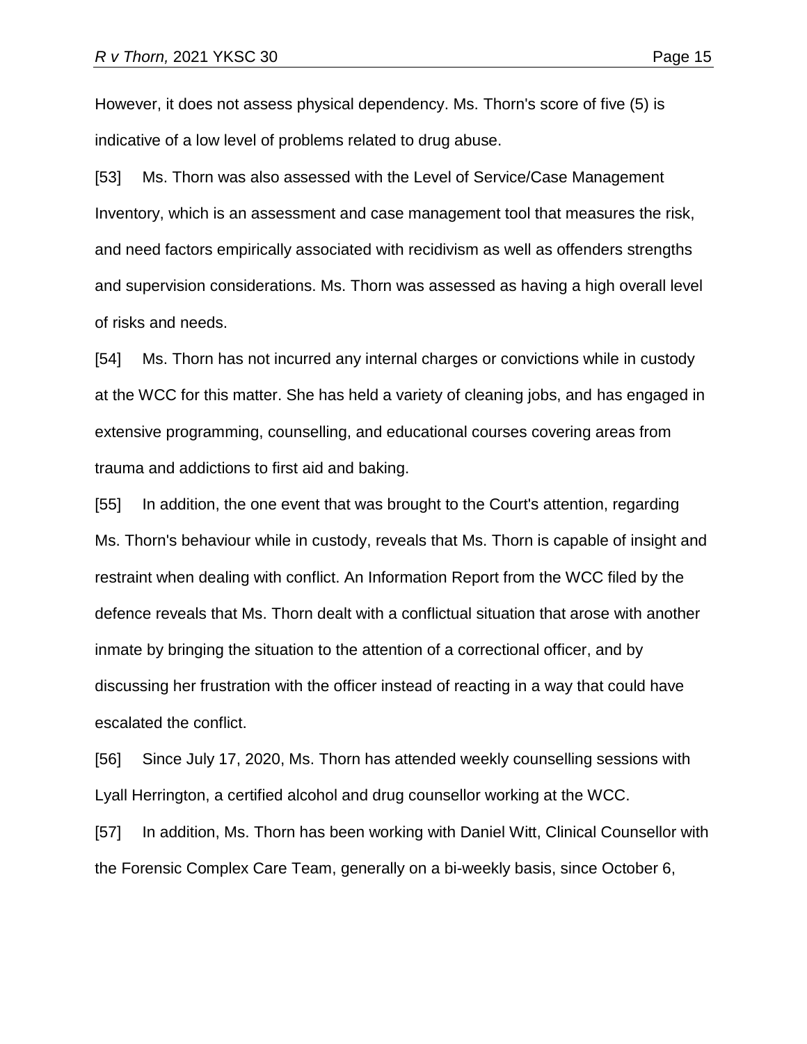However, it does not assess physical dependency. Ms. Thorn's score of five (5) is indicative of a low level of problems related to drug abuse.

[53] Ms. Thorn was also assessed with the Level of Service/Case Management Inventory, which is an assessment and case management tool that measures the risk, and need factors empirically associated with recidivism as well as offenders strengths and supervision considerations. Ms. Thorn was assessed as having a high overall level of risks and needs.

[54] Ms. Thorn has not incurred any internal charges or convictions while in custody at the WCC for this matter. She has held a variety of cleaning jobs, and has engaged in extensive programming, counselling, and educational courses covering areas from trauma and addictions to first aid and baking.

[55] In addition, the one event that was brought to the Court's attention, regarding Ms. Thorn's behaviour while in custody, reveals that Ms. Thorn is capable of insight and restraint when dealing with conflict. An Information Report from the WCC filed by the defence reveals that Ms. Thorn dealt with a conflictual situation that arose with another inmate by bringing the situation to the attention of a correctional officer, and by discussing her frustration with the officer instead of reacting in a way that could have escalated the conflict.

[56] Since July 17, 2020, Ms. Thorn has attended weekly counselling sessions with Lyall Herrington, a certified alcohol and drug counsellor working at the WCC.

[57] In addition, Ms. Thorn has been working with Daniel Witt, Clinical Counsellor with the Forensic Complex Care Team, generally on a bi-weekly basis, since October 6,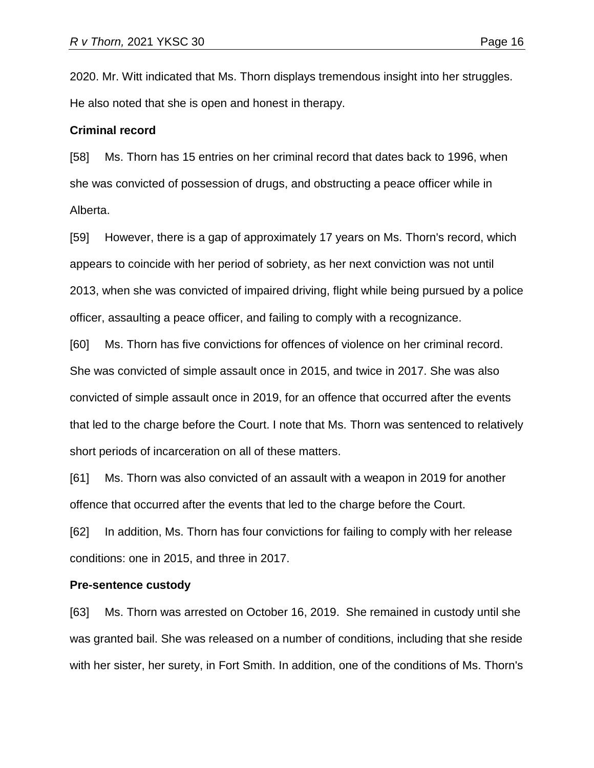2020. Mr. Witt indicated that Ms. Thorn displays tremendous insight into her struggles. He also noted that she is open and honest in therapy.

**Criminal record**

[58] Ms. Thorn has 15 entries on her criminal record that dates back to 1996, when she was convicted of possession of drugs, and obstructing a peace officer while in Alberta.

[59] However, there is a gap of approximately 17 years on Ms. Thorn's record, which appears to coincide with her period of sobriety, as her next conviction was not until 2013, when she was convicted of impaired driving, flight while being pursued by a police officer, assaulting a peace officer, and failing to comply with a recognizance.

[60] Ms. Thorn has five convictions for offences of violence on her criminal record. She was convicted of simple assault once in 2015, and twice in 2017. She was also convicted of simple assault once in 2019, for an offence that occurred after the events that led to the charge before the Court. I note that Ms. Thorn was sentenced to relatively short periods of incarceration on all of these matters.

[61] Ms. Thorn was also convicted of an assault with a weapon in 2019 for another offence that occurred after the events that led to the charge before the Court.

[62] In addition, Ms. Thorn has four convictions for failing to comply with her release conditions: one in 2015, and three in 2017.

**Pre-sentence custody**

[63] Ms. Thorn was arrested on October 16, 2019. She remained in custody until she was granted bail. She was released on a number of conditions, including that she reside with her sister, her surety, in Fort Smith. In addition, one of the conditions of Ms. Thorn's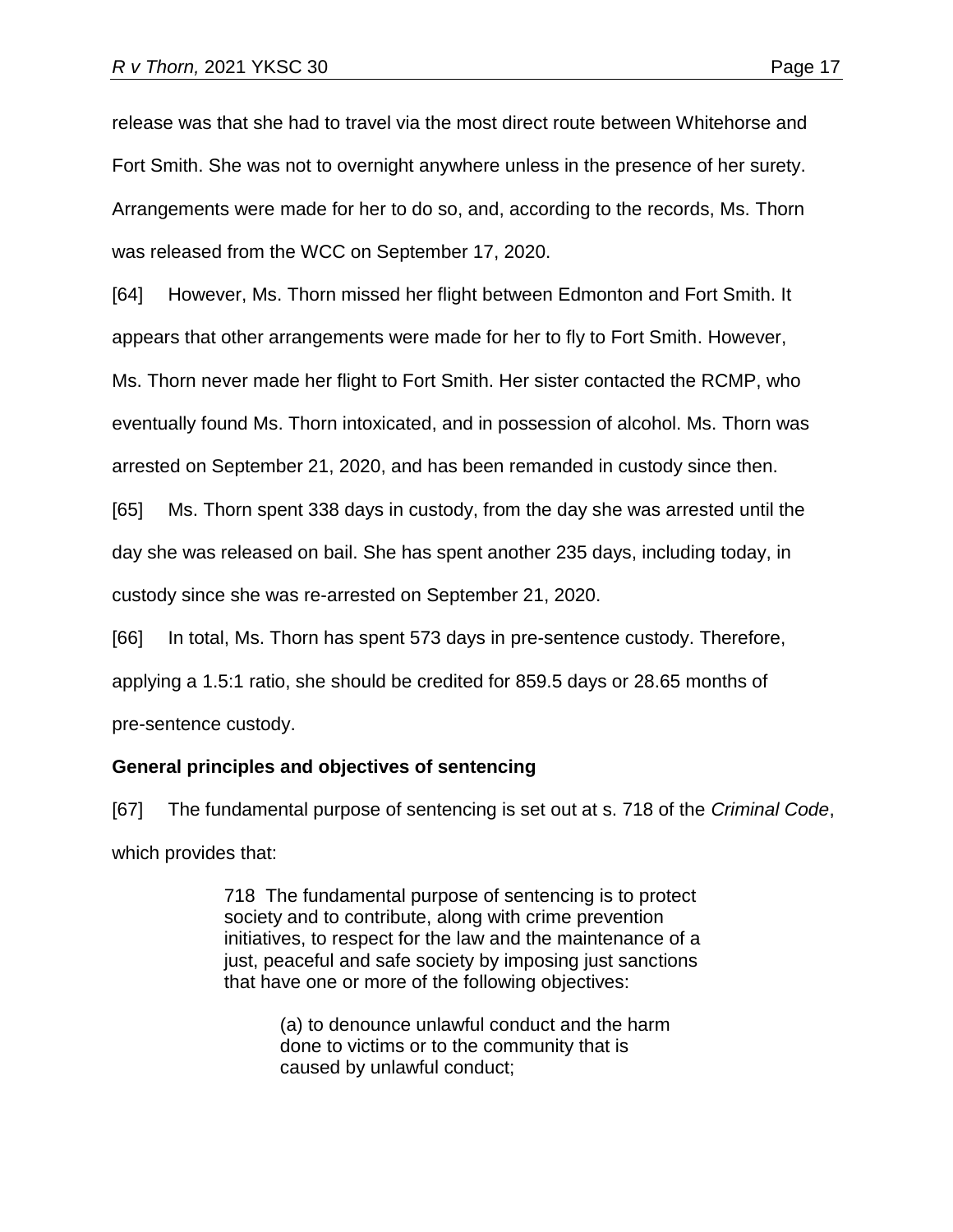release was that she had to travel via the most direct route between Whitehorse and Fort Smith. She was not to overnight anywhere unless in the presence of her surety. Arrangements were made for her to do so, and, according to the records, Ms. Thorn was released from the WCC on September 17, 2020.

[64] However, Ms. Thorn missed her flight between Edmonton and Fort Smith. It appears that other arrangements were made for her to fly to Fort Smith. However, Ms. Thorn never made her flight to Fort Smith. Her sister contacted the RCMP, who eventually found Ms. Thorn intoxicated, and in possession of alcohol. Ms. Thorn was arrested on September 21, 2020, and has been remanded in custody since then.

[65] Ms. Thorn spent 338 days in custody, from the day she was arrested until the day she was released on bail. She has spent another 235 days, including today, in custody since she was re-arrested on September 21, 2020.

[66] In total, Ms. Thorn has spent 573 days in pre-sentence custody. Therefore, applying a 1.5:1 ratio, she should be credited for 859.5 days or 28.65 months of pre-sentence custody.

**General principles and objectives of sentencing**

[67] The fundamental purpose of sentencing is set out at s. 718 of the *Criminal Code*, which provides that:

> 718 The fundamental purpose of sentencing is to protect society and to contribute, along with crime prevention initiatives, to respect for the law and the maintenance of a just, peaceful and safe society by imposing just sanctions that have one or more of the following objectives:
>
> > (a) to denounce unlawful conduct and the harm done to victims or to the community that is caused by unlawful conduct;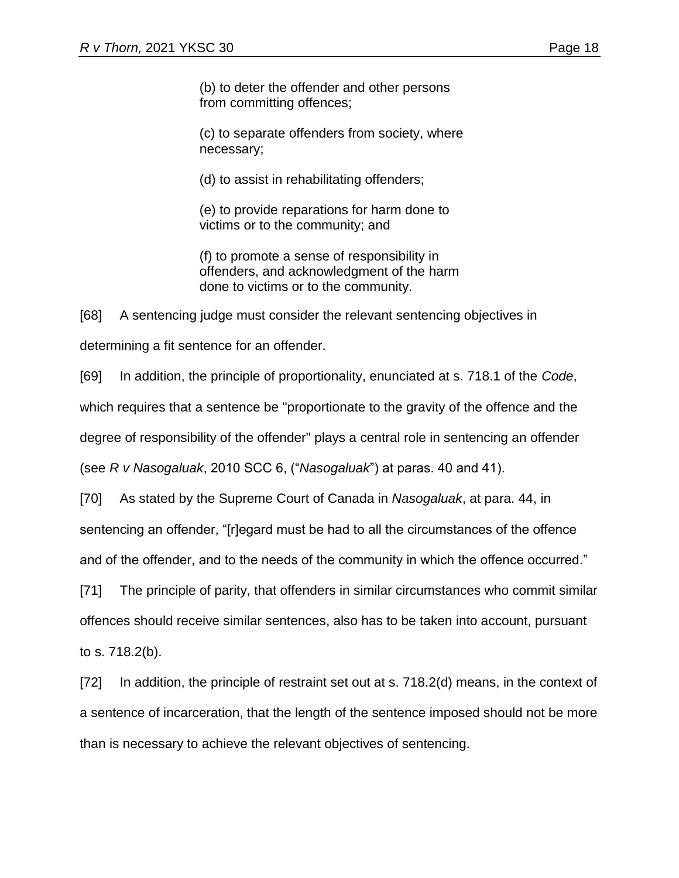> (b) to deter the offender and other persons from committing offences;
>
> (c) to separate offenders from society, where necessary;
>
> (d) to assist in rehabilitating offenders;
>
> (e) to provide reparations for harm done to victims or to the community; and
>
> (f) to promote a sense of responsibility in offenders, and acknowledgment of the harm done to victims or to the community.

[68] A sentencing judge must consider the relevant sentencing objectives in determining a fit sentence for an offender.

[69] In addition, the principle of proportionality, enunciated at s. 718.1 of the *Code*, which requires that a sentence be "proportionate to the gravity of the offence and the degree of responsibility of the offender" plays a central role in sentencing an offender (see *R v Nasogaluak*, 2010 SCC 6, ("*Nasogaluak*") at paras. 40 and 41).

[70] As stated by the Supreme Court of Canada in *Nasogaluak*, at para. 44, in sentencing an offender, "[r]egard must be had to all the circumstances of the offence and of the offender, and to the needs of the community in which the offence occurred."

[71] The principle of parity, that offenders in similar circumstances who commit similar offences should receive similar sentences, also has to be taken into account, pursuant to s. 718.2(b).

[72] In addition, the principle of restraint set out at s. 718.2(d) means, in the context of a sentence of incarceration, that the length of the sentence imposed should not be more than is necessary to achieve the relevant objectives of sentencing.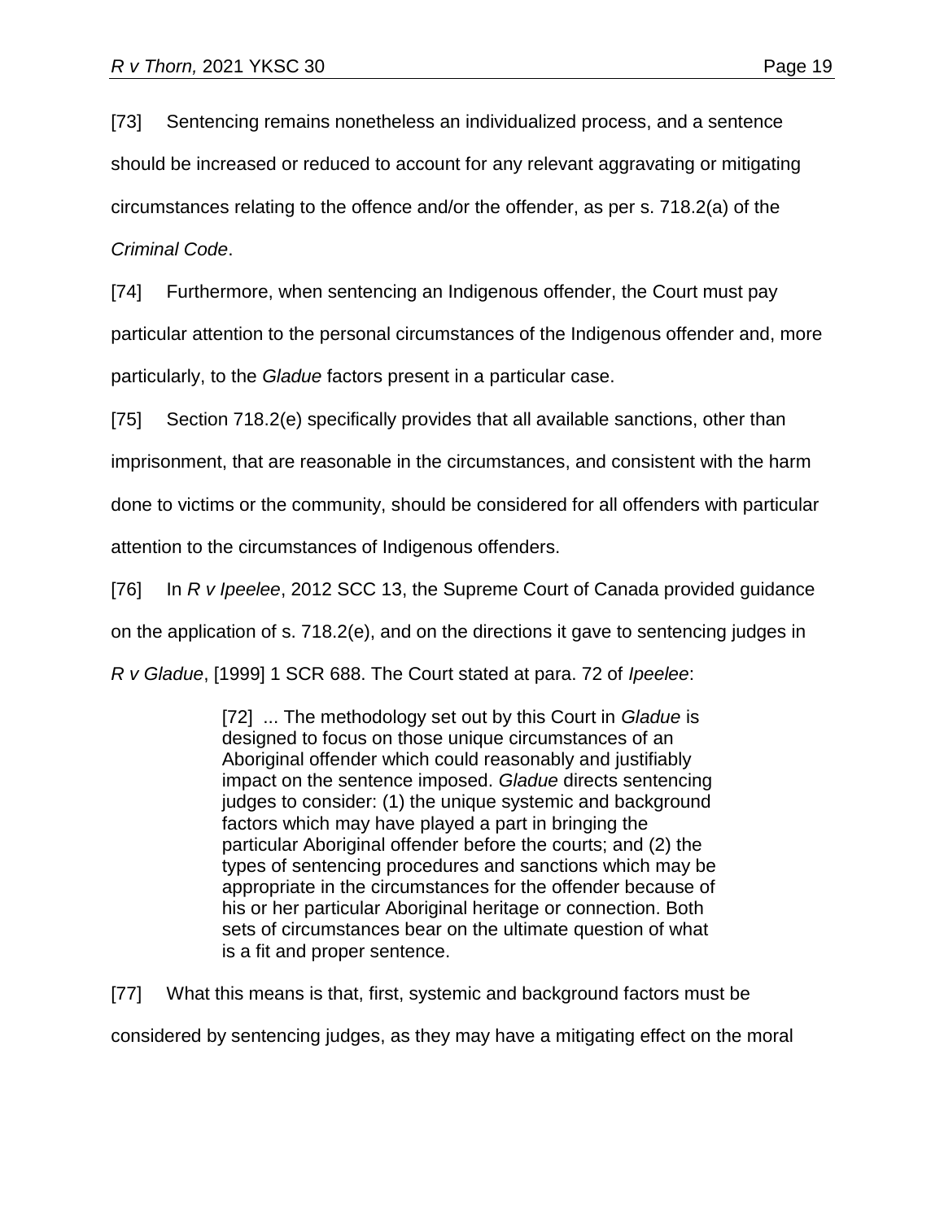[73] Sentencing remains nonetheless an individualized process, and a sentence should be increased or reduced to account for any relevant aggravating or mitigating circumstances relating to the offence and/or the offender, as per s. 718.2(a) of the *Criminal Code*.

[74] Furthermore, when sentencing an Indigenous offender, the Court must pay particular attention to the personal circumstances of the Indigenous offender and, more particularly, to the *Gladue* factors present in a particular case.

[75] Section 718.2(e) specifically provides that all available sanctions, other than imprisonment, that are reasonable in the circumstances, and consistent with the harm done to victims or the community, should be considered for all offenders with particular attention to the circumstances of Indigenous offenders.

[76] In *R v Ipeelee*, 2012 SCC 13, the Supreme Court of Canada provided guidance on the application of s. 718.2(e), and on the directions it gave to sentencing judges in *R v Gladue*, [1999] 1 SCR 688. The Court stated at para. 72 of *Ipeelee*:

> [72] ... The methodology set out by this Court in *Gladue* is designed to focus on those unique circumstances of an Aboriginal offender which could reasonably and justifiably impact on the sentence imposed. *Gladue* directs sentencing judges to consider: (1) the unique systemic and background factors which may have played a part in bringing the particular Aboriginal offender before the courts; and (2) the types of sentencing procedures and sanctions which may be appropriate in the circumstances for the offender because of his or her particular Aboriginal heritage or connection. Both sets of circumstances bear on the ultimate question of what is a fit and proper sentence.

[77] What this means is that, first, systemic and background factors must be considered by sentencing judges, as they may have a mitigating effect on the moral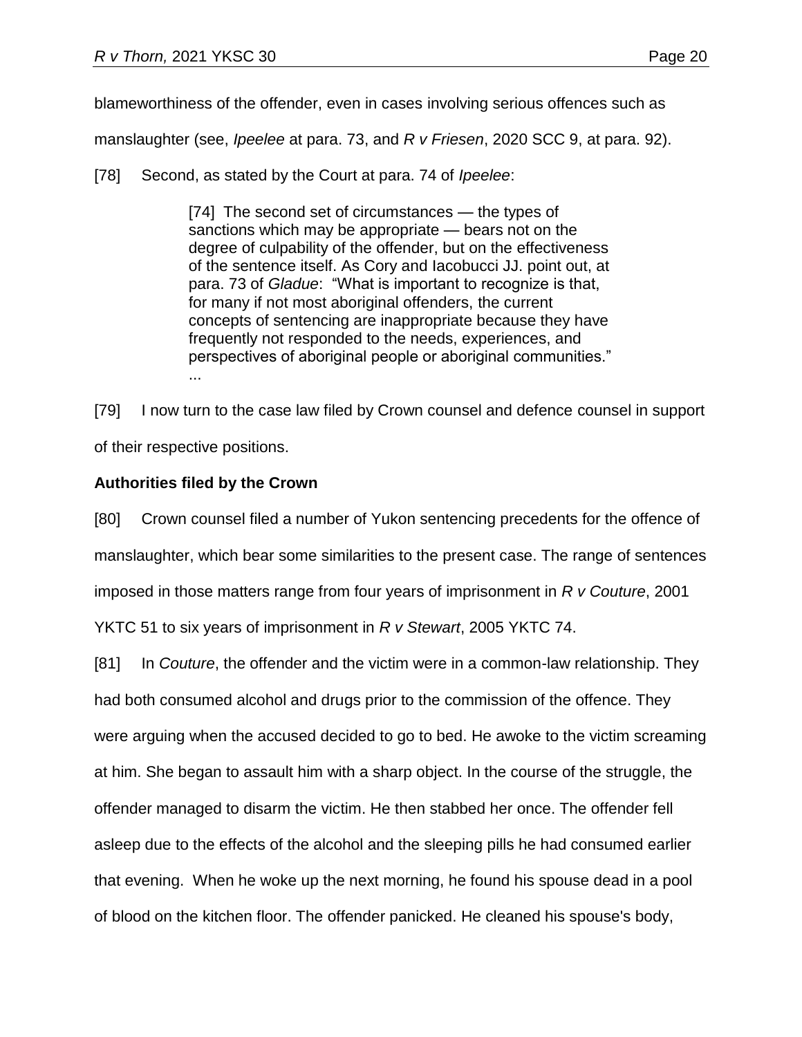blameworthiness of the offender, even in cases involving serious offences such as manslaughter (see, *Ipeelee* at para. 73, and *R v Friesen*, 2020 SCC 9, at para. 92).

[78] Second, as stated by the Court at para. 74 of *Ipeelee*:

> [74] The second set of circumstances — the types of sanctions which may be appropriate — bears not on the degree of culpability of the offender, but on the effectiveness of the sentence itself. As Cory and Iacobucci JJ. point out, at para. 73 of *Gladue*: "What is important to recognize is that, for many if not most aboriginal offenders, the current concepts of sentencing are inappropriate because they have frequently not responded to the needs, experiences, and perspectives of aboriginal people or aboriginal communities."
> ...

[79] I now turn to the case law filed by Crown counsel and defence counsel in support of their respective positions.

**Authorities filed by the Crown**

[80] Crown counsel filed a number of Yukon sentencing precedents for the offence of manslaughter, which bear some similarities to the present case. The range of sentences imposed in those matters range from four years of imprisonment in *R v Couture*, 2001 YKTC 51 to six years of imprisonment in *R v Stewart*, 2005 YKTC 74.

[81] In *Couture*, the offender and the victim were in a common-law relationship. They had both consumed alcohol and drugs prior to the commission of the offence. They were arguing when the accused decided to go to bed. He awoke to the victim screaming at him. She began to assault him with a sharp object. In the course of the struggle, the offender managed to disarm the victim. He then stabbed her once. The offender fell asleep due to the effects of the alcohol and the sleeping pills he had consumed earlier that evening. When he woke up the next morning, he found his spouse dead in a pool of blood on the kitchen floor. The offender panicked. He cleaned his spouse's body,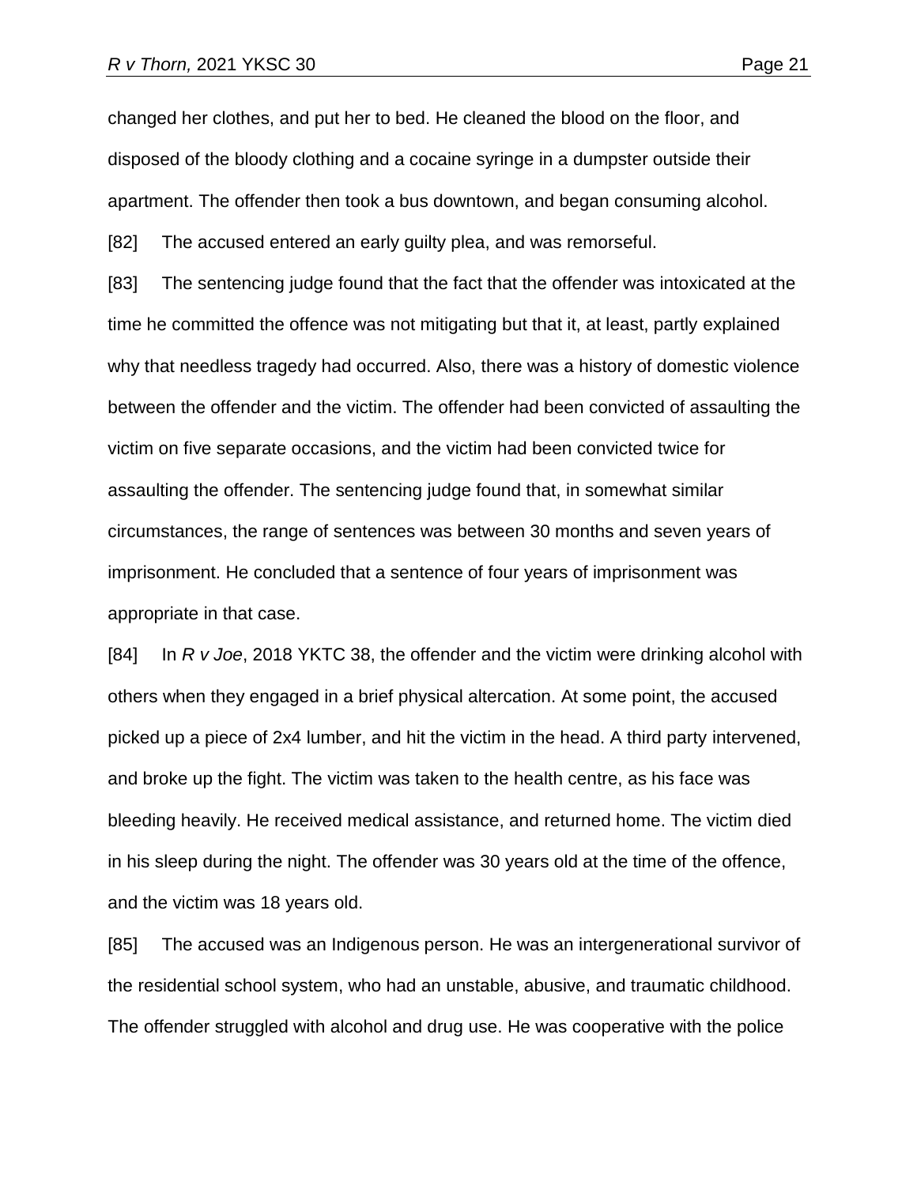changed her clothes, and put her to bed. He cleaned the blood on the floor, and disposed of the bloody clothing and a cocaine syringe in a dumpster outside their apartment. The offender then took a bus downtown, and began consuming alcohol.

[82] The accused entered an early guilty plea, and was remorseful.

[83] The sentencing judge found that the fact that the offender was intoxicated at the time he committed the offence was not mitigating but that it, at least, partly explained why that needless tragedy had occurred. Also, there was a history of domestic violence between the offender and the victim. The offender had been convicted of assaulting the victim on five separate occasions, and the victim had been convicted twice for assaulting the offender. The sentencing judge found that, in somewhat similar circumstances, the range of sentences was between 30 months and seven years of imprisonment. He concluded that a sentence of four years of imprisonment was appropriate in that case.

[84] In *R v Joe*, 2018 YKTC 38, the offender and the victim were drinking alcohol with others when they engaged in a brief physical altercation. At some point, the accused picked up a piece of 2x4 lumber, and hit the victim in the head. A third party intervened, and broke up the fight. The victim was taken to the health centre, as his face was bleeding heavily. He received medical assistance, and returned home. The victim died in his sleep during the night. The offender was 30 years old at the time of the offence, and the victim was 18 years old.

[85] The accused was an Indigenous person. He was an intergenerational survivor of the residential school system, who had an unstable, abusive, and traumatic childhood. The offender struggled with alcohol and drug use. He was cooperative with the police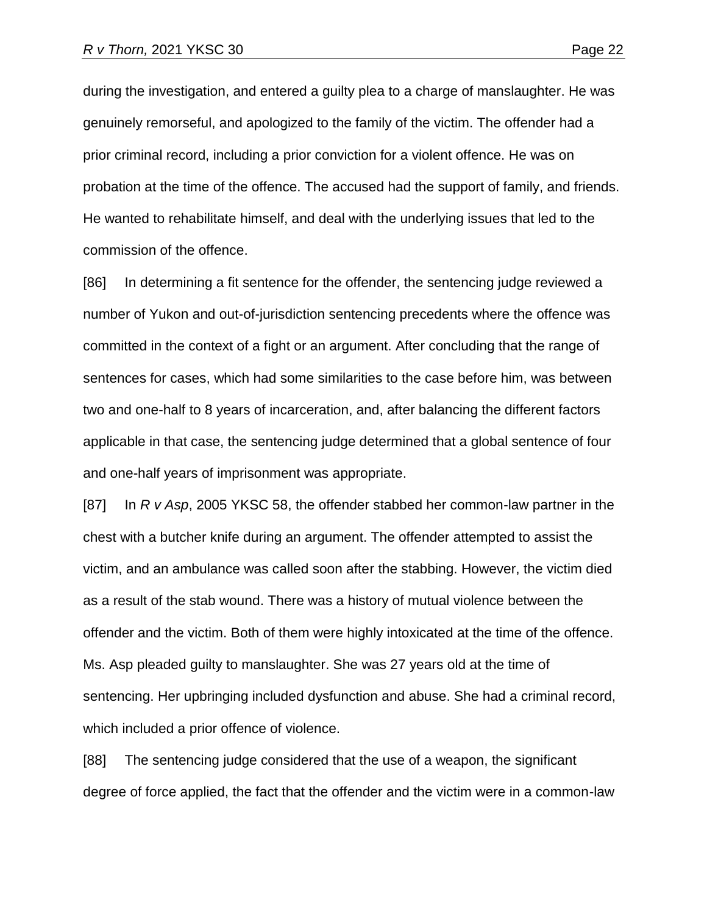during the investigation, and entered a guilty plea to a charge of manslaughter. He was genuinely remorseful, and apologized to the family of the victim. The offender had a prior criminal record, including a prior conviction for a violent offence. He was on probation at the time of the offence. The accused had the support of family, and friends. He wanted to rehabilitate himself, and deal with the underlying issues that led to the commission of the offence.

[86] In determining a fit sentence for the offender, the sentencing judge reviewed a number of Yukon and out-of-jurisdiction sentencing precedents where the offence was committed in the context of a fight or an argument. After concluding that the range of sentences for cases, which had some similarities to the case before him, was between two and one-half to 8 years of incarceration, and, after balancing the different factors applicable in that case, the sentencing judge determined that a global sentence of four and one-half years of imprisonment was appropriate.

[87] In *R v Asp*, 2005 YKSC 58, the offender stabbed her common-law partner in the chest with a butcher knife during an argument. The offender attempted to assist the victim, and an ambulance was called soon after the stabbing. However, the victim died as a result of the stab wound. There was a history of mutual violence between the offender and the victim. Both of them were highly intoxicated at the time of the offence. Ms. Asp pleaded guilty to manslaughter. She was 27 years old at the time of sentencing. Her upbringing included dysfunction and abuse. She had a criminal record, which included a prior offence of violence.

[88] The sentencing judge considered that the use of a weapon, the significant degree of force applied, the fact that the offender and the victim were in a common-law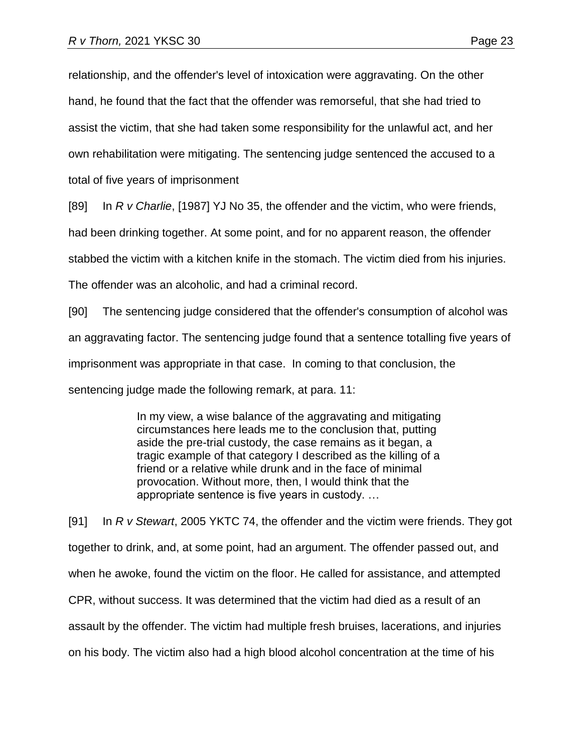relationship, and the offender's level of intoxication were aggravating. On the other hand, he found that the fact that the offender was remorseful, that she had tried to assist the victim, that she had taken some responsibility for the unlawful act, and her own rehabilitation were mitigating. The sentencing judge sentenced the accused to a total of five years of imprisonment

[89] In *R v Charlie*, [1987] YJ No 35, the offender and the victim, who were friends, had been drinking together. At some point, and for no apparent reason, the offender stabbed the victim with a kitchen knife in the stomach. The victim died from his injuries. The offender was an alcoholic, and had a criminal record.

[90] The sentencing judge considered that the offender's consumption of alcohol was an aggravating factor. The sentencing judge found that a sentence totalling five years of imprisonment was appropriate in that case. In coming to that conclusion, the sentencing judge made the following remark, at para. 11:

> In my view, a wise balance of the aggravating and mitigating circumstances here leads me to the conclusion that, putting aside the pre-trial custody, the case remains as it began, a tragic example of that category I described as the killing of a friend or a relative while drunk and in the face of minimal provocation. Without more, then, I would think that the appropriate sentence is five years in custody. …

[91] In *R v Stewart*, 2005 YKTC 74, the offender and the victim were friends. They got together to drink, and, at some point, had an argument. The offender passed out, and when he awoke, found the victim on the floor. He called for assistance, and attempted CPR, without success. It was determined that the victim had died as a result of an assault by the offender. The victim had multiple fresh bruises, lacerations, and injuries on his body. The victim also had a high blood alcohol concentration at the time of his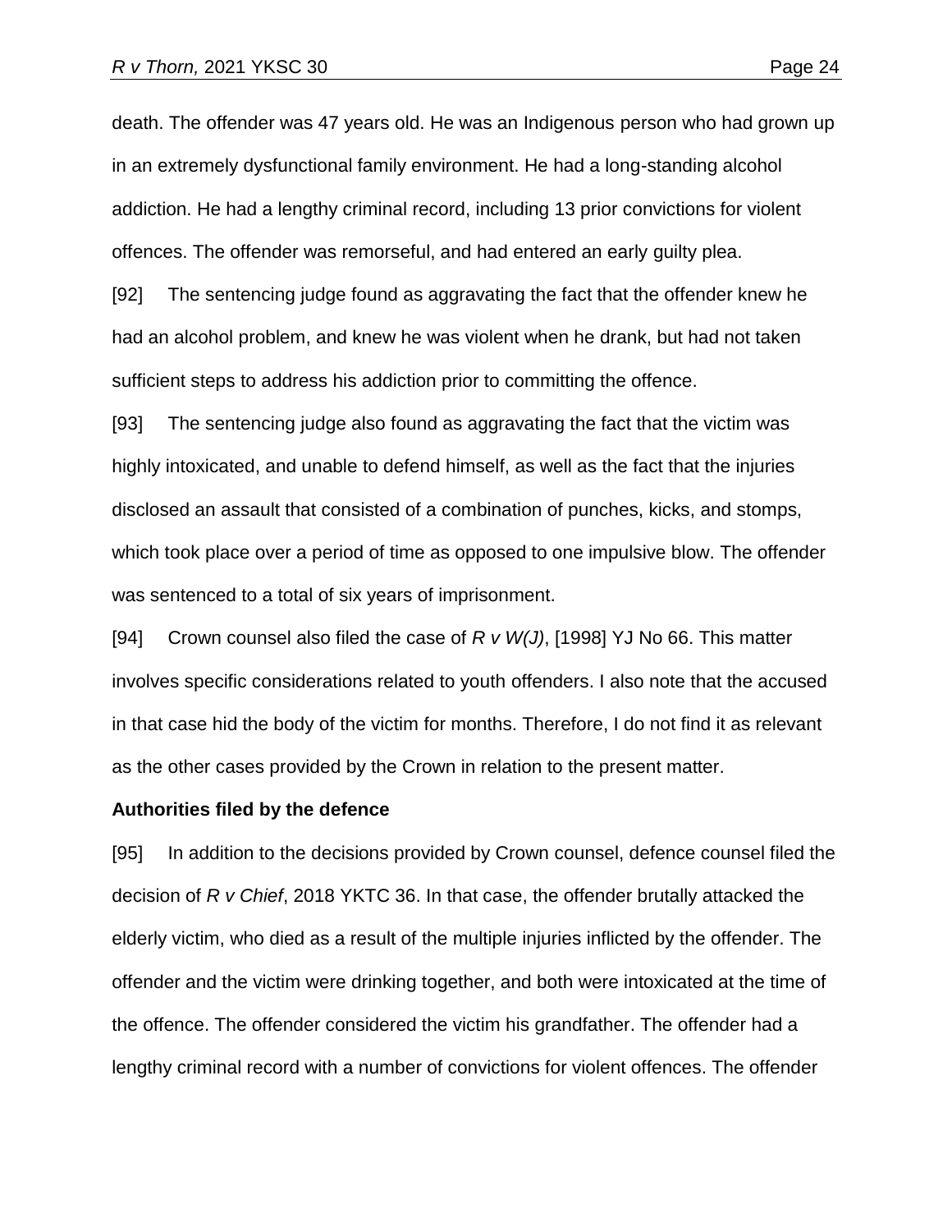death. The offender was 47 years old. He was an Indigenous person who had grown up in an extremely dysfunctional family environment. He had a long-standing alcohol addiction. He had a lengthy criminal record, including 13 prior convictions for violent offences. The offender was remorseful, and had entered an early guilty plea.

[92] The sentencing judge found as aggravating the fact that the offender knew he had an alcohol problem, and knew he was violent when he drank, but had not taken sufficient steps to address his addiction prior to committing the offence.

[93] The sentencing judge also found as aggravating the fact that the victim was highly intoxicated, and unable to defend himself, as well as the fact that the injuries disclosed an assault that consisted of a combination of punches, kicks, and stomps, which took place over a period of time as opposed to one impulsive blow. The offender was sentenced to a total of six years of imprisonment.

[94] Crown counsel also filed the case of *R v W(J)*, [1998] YJ No 66. This matter involves specific considerations related to youth offenders. I also note that the accused in that case hid the body of the victim for months. Therefore, I do not find it as relevant as the other cases provided by the Crown in relation to the present matter.

**Authorities filed by the defence**

[95] In addition to the decisions provided by Crown counsel, defence counsel filed the decision of *R v Chief*, 2018 YKTC 36. In that case, the offender brutally attacked the elderly victim, who died as a result of the multiple injuries inflicted by the offender. The offender and the victim were drinking together, and both were intoxicated at the time of the offence. The offender considered the victim his grandfather. The offender had a lengthy criminal record with a number of convictions for violent offences. The offender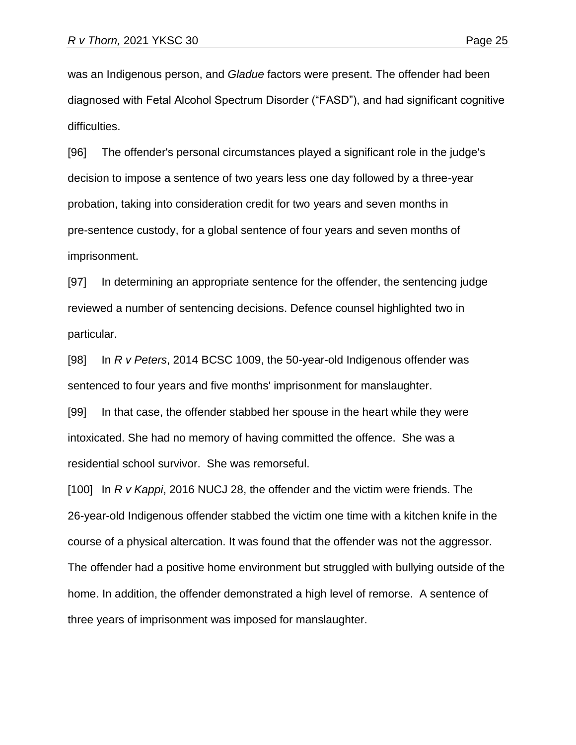was an Indigenous person, and *Gladue* factors were present. The offender had been diagnosed with Fetal Alcohol Spectrum Disorder ("FASD"), and had significant cognitive difficulties.

[96] The offender's personal circumstances played a significant role in the judge's decision to impose a sentence of two years less one day followed by a three-year probation, taking into consideration credit for two years and seven months in pre-sentence custody, for a global sentence of four years and seven months of imprisonment.

[97] In determining an appropriate sentence for the offender, the sentencing judge reviewed a number of sentencing decisions. Defence counsel highlighted two in particular.

[98] In *R v Peters*, 2014 BCSC 1009, the 50-year-old Indigenous offender was sentenced to four years and five months' imprisonment for manslaughter.

[99] In that case, the offender stabbed her spouse in the heart while they were intoxicated. She had no memory of having committed the offence. She was a residential school survivor. She was remorseful.

[100] In *R v Kappi*, 2016 NUCJ 28, the offender and the victim were friends. The 26-year-old Indigenous offender stabbed the victim one time with a kitchen knife in the course of a physical altercation. It was found that the offender was not the aggressor. The offender had a positive home environment but struggled with bullying outside of the home. In addition, the offender demonstrated a high level of remorse. A sentence of three years of imprisonment was imposed for manslaughter.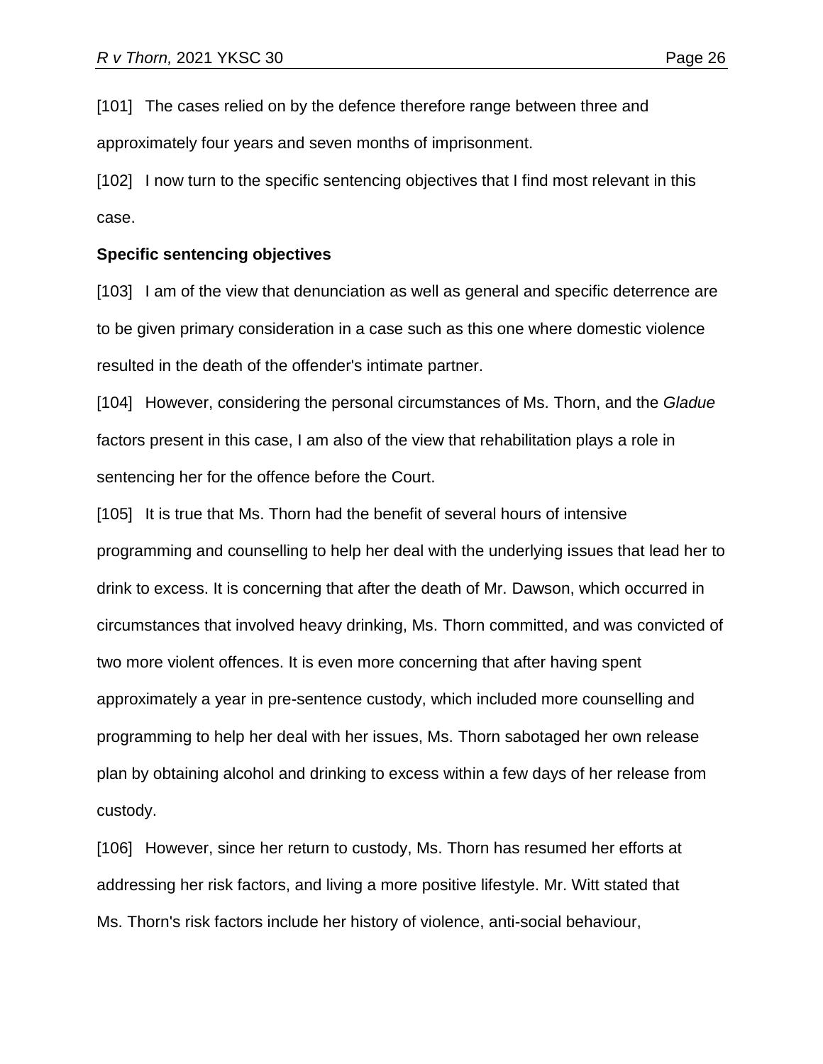[101] The cases relied on by the defence therefore range between three and approximately four years and seven months of imprisonment.

[102] I now turn to the specific sentencing objectives that I find most relevant in this case.

**Specific sentencing objectives**

[103] I am of the view that denunciation as well as general and specific deterrence are to be given primary consideration in a case such as this one where domestic violence resulted in the death of the offender's intimate partner.

[104] However, considering the personal circumstances of Ms. Thorn, and the *Gladue* factors present in this case, I am also of the view that rehabilitation plays a role in sentencing her for the offence before the Court.

[105] It is true that Ms. Thorn had the benefit of several hours of intensive programming and counselling to help her deal with the underlying issues that lead her to drink to excess. It is concerning that after the death of Mr. Dawson, which occurred in circumstances that involved heavy drinking, Ms. Thorn committed, and was convicted of two more violent offences. It is even more concerning that after having spent approximately a year in pre-sentence custody, which included more counselling and programming to help her deal with her issues, Ms. Thorn sabotaged her own release plan by obtaining alcohol and drinking to excess within a few days of her release from custody.

[106] However, since her return to custody, Ms. Thorn has resumed her efforts at addressing her risk factors, and living a more positive lifestyle. Mr. Witt stated that Ms. Thorn's risk factors include her history of violence, anti-social behaviour,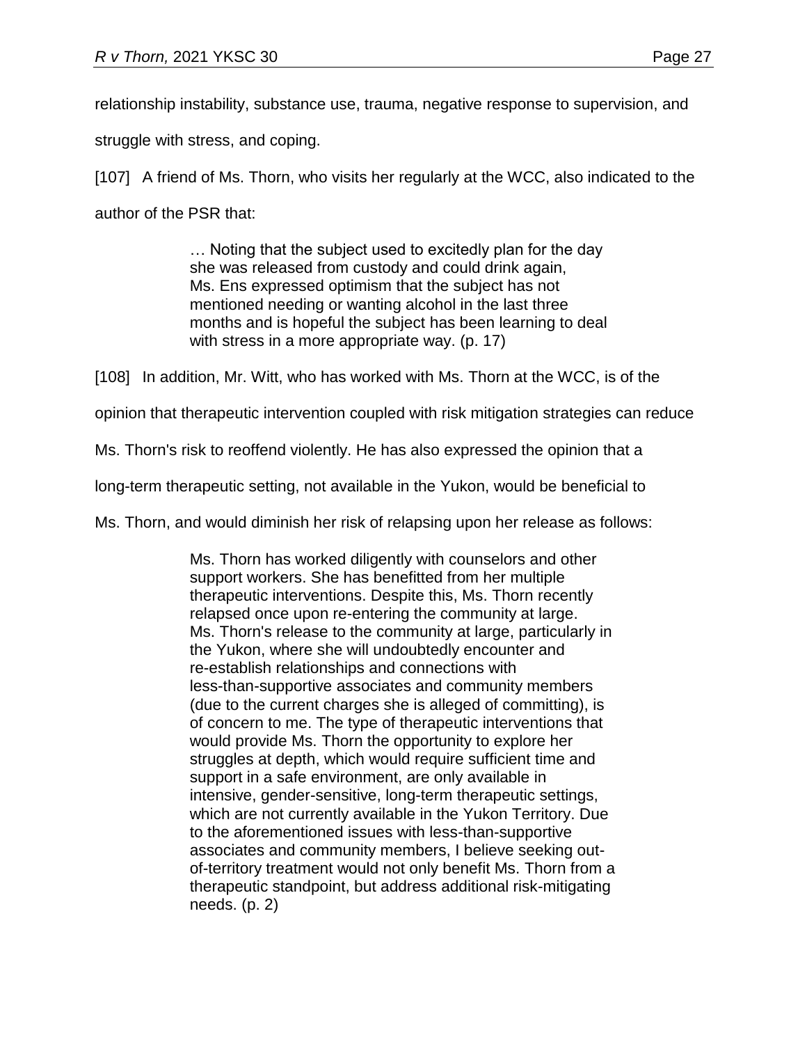relationship instability, substance use, trauma, negative response to supervision, and struggle with stress, and coping.

[107] A friend of Ms. Thorn, who visits her regularly at the WCC, also indicated to the author of the PSR that:

> … Noting that the subject used to excitedly plan for the day she was released from custody and could drink again, Ms. Ens expressed optimism that the subject has not mentioned needing or wanting alcohol in the last three months and is hopeful the subject has been learning to deal with stress in a more appropriate way. (p. 17)

[108] In addition, Mr. Witt, who has worked with Ms. Thorn at the WCC, is of the opinion that therapeutic intervention coupled with risk mitigation strategies can reduce Ms. Thorn's risk to reoffend violently. He has also expressed the opinion that a long-term therapeutic setting, not available in the Yukon, would be beneficial to Ms. Thorn, and would diminish her risk of relapsing upon her release as follows:

> Ms. Thorn has worked diligently with counselors and other support workers. She has benefitted from her multiple therapeutic interventions. Despite this, Ms. Thorn recently relapsed once upon re-entering the community at large. Ms. Thorn's release to the community at large, particularly in the Yukon, where she will undoubtedly encounter and re-establish relationships and connections with less-than-supportive associates and community members (due to the current charges she is alleged of committing), is of concern to me. The type of therapeutic interventions that would provide Ms. Thorn the opportunity to explore her struggles at depth, which would require sufficient time and support in a safe environment, are only available in intensive, gender-sensitive, long-term therapeutic settings, which are not currently available in the Yukon Territory. Due to the aforementioned issues with less-than-supportive associates and community members, I believe seeking out-of-territory treatment would not only benefit Ms. Thorn from a therapeutic standpoint, but address additional risk-mitigating needs. (p. 2)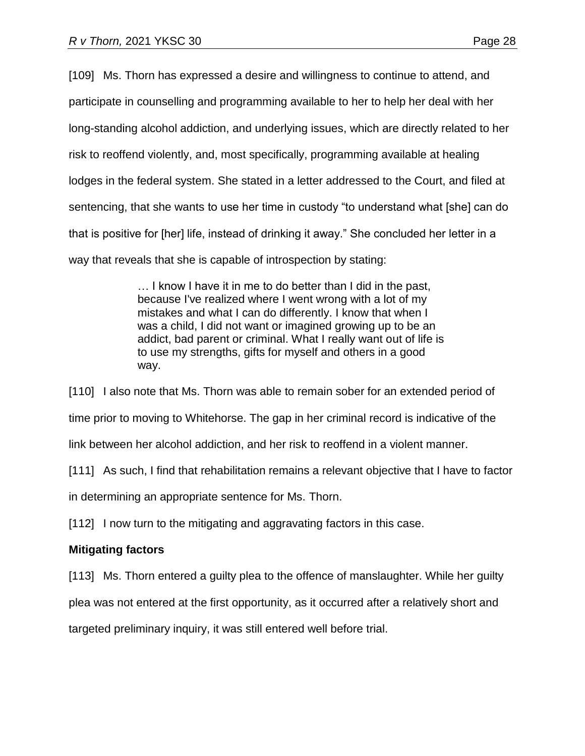[109] Ms. Thorn has expressed a desire and willingness to continue to attend, and participate in counselling and programming available to her to help her deal with her long-standing alcohol addiction, and underlying issues, which are directly related to her risk to reoffend violently, and, most specifically, programming available at healing lodges in the federal system. She stated in a letter addressed to the Court, and filed at sentencing, that she wants to use her time in custody "to understand what [she] can do that is positive for [her] life, instead of drinking it away." She concluded her letter in a way that reveals that she is capable of introspection by stating:

> … I know I have it in me to do better than I did in the past, because I've realized where I went wrong with a lot of my mistakes and what I can do differently. I know that when I was a child, I did not want or imagined growing up to be an addict, bad parent or criminal. What I really want out of life is to use my strengths, gifts for myself and others in a good way.

[110] I also note that Ms. Thorn was able to remain sober for an extended period of time prior to moving to Whitehorse. The gap in her criminal record is indicative of the link between her alcohol addiction, and her risk to reoffend in a violent manner.

[111] As such, I find that rehabilitation remains a relevant objective that I have to factor in determining an appropriate sentence for Ms. Thorn.

[112] I now turn to the mitigating and aggravating factors in this case.

**Mitigating factors**

[113] Ms. Thorn entered a guilty plea to the offence of manslaughter. While her guilty plea was not entered at the first opportunity, as it occurred after a relatively short and targeted preliminary inquiry, it was still entered well before trial.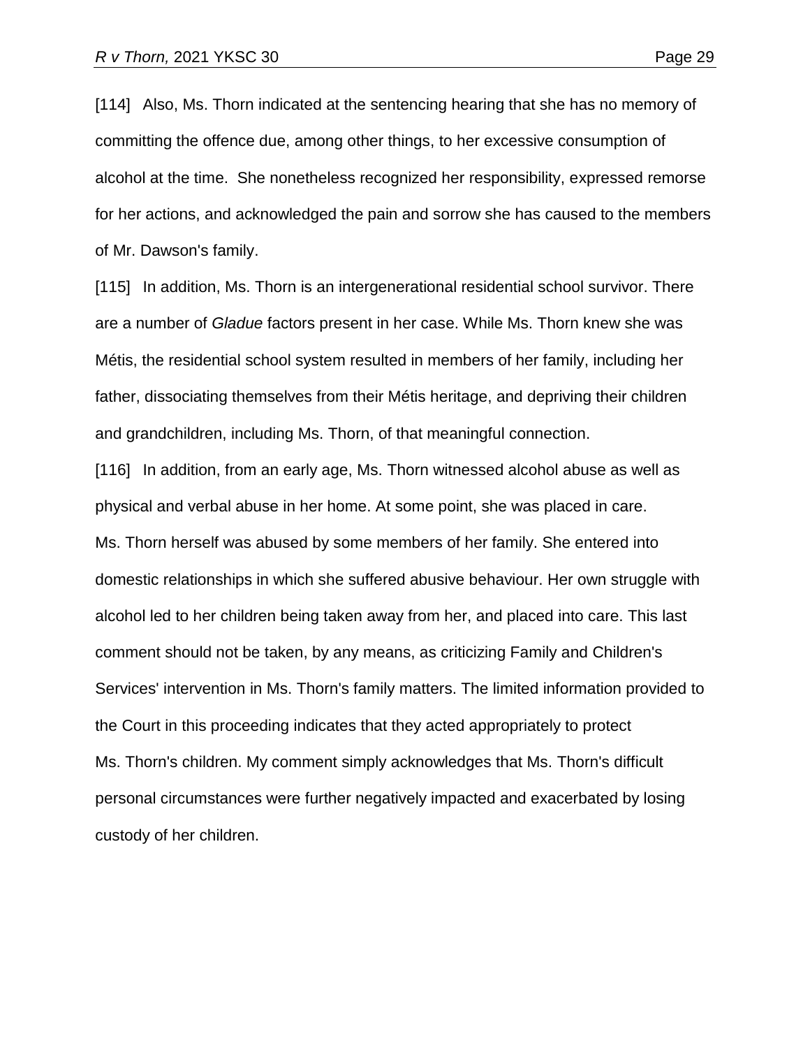[114] Also, Ms. Thorn indicated at the sentencing hearing that she has no memory of committing the offence due, among other things, to her excessive consumption of alcohol at the time. She nonetheless recognized her responsibility, expressed remorse for her actions, and acknowledged the pain and sorrow she has caused to the members of Mr. Dawson's family.

[115] In addition, Ms. Thorn is an intergenerational residential school survivor. There are a number of *Gladue* factors present in her case. While Ms. Thorn knew she was Métis, the residential school system resulted in members of her family, including her father, dissociating themselves from their Métis heritage, and depriving their children and grandchildren, including Ms. Thorn, of that meaningful connection.

[116] In addition, from an early age, Ms. Thorn witnessed alcohol abuse as well as physical and verbal abuse in her home. At some point, she was placed in care. Ms. Thorn herself was abused by some members of her family. She entered into domestic relationships in which she suffered abusive behaviour. Her own struggle with alcohol led to her children being taken away from her, and placed into care. This last comment should not be taken, by any means, as criticizing Family and Children's Services' intervention in Ms. Thorn's family matters. The limited information provided to the Court in this proceeding indicates that they acted appropriately to protect Ms. Thorn's children. My comment simply acknowledges that Ms. Thorn's difficult personal circumstances were further negatively impacted and exacerbated by losing custody of her children.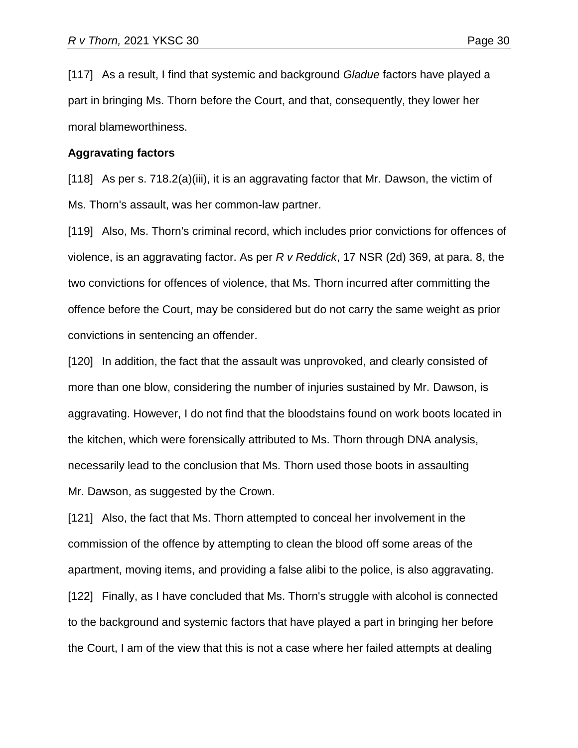[117] As a result, I find that systemic and background *Gladue* factors have played a part in bringing Ms. Thorn before the Court, and that, consequently, they lower her moral blameworthiness.

**Aggravating factors**

[118] As per s. 718.2(a)(iii), it is an aggravating factor that Mr. Dawson, the victim of Ms. Thorn's assault, was her common-law partner.

[119] Also, Ms. Thorn's criminal record, which includes prior convictions for offences of violence, is an aggravating factor. As per *R v Reddick*, 17 NSR (2d) 369, at para. 8, the two convictions for offences of violence, that Ms. Thorn incurred after committing the offence before the Court, may be considered but do not carry the same weight as prior convictions in sentencing an offender.

[120] In addition, the fact that the assault was unprovoked, and clearly consisted of more than one blow, considering the number of injuries sustained by Mr. Dawson, is aggravating. However, I do not find that the bloodstains found on work boots located in the kitchen, which were forensically attributed to Ms. Thorn through DNA analysis, necessarily lead to the conclusion that Ms. Thorn used those boots in assaulting Mr. Dawson, as suggested by the Crown.

[121] Also, the fact that Ms. Thorn attempted to conceal her involvement in the commission of the offence by attempting to clean the blood off some areas of the apartment, moving items, and providing a false alibi to the police, is also aggravating.

[122] Finally, as I have concluded that Ms. Thorn's struggle with alcohol is connected to the background and systemic factors that have played a part in bringing her before the Court, I am of the view that this is not a case where her failed attempts at dealing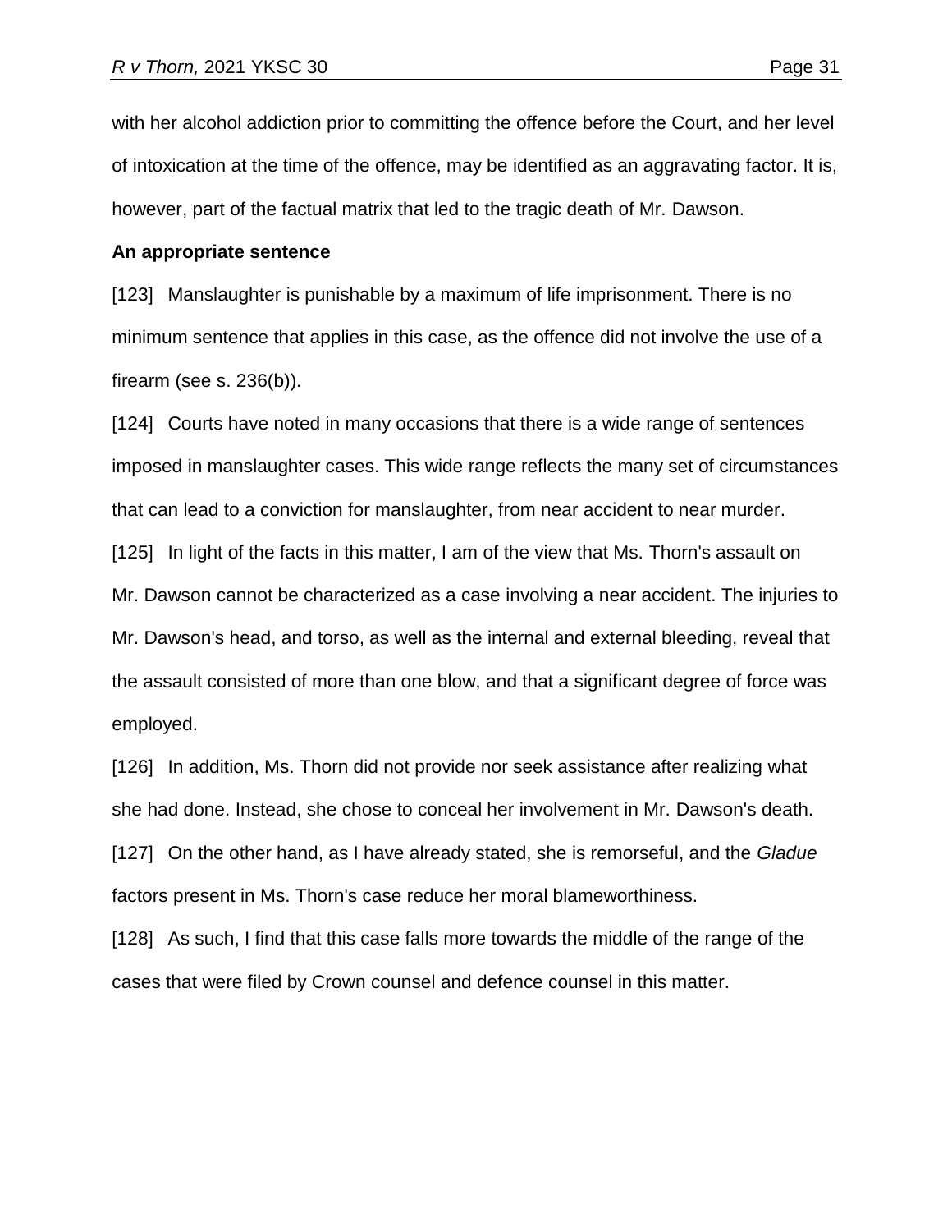with her alcohol addiction prior to committing the offence before the Court, and her level of intoxication at the time of the offence, may be identified as an aggravating factor. It is, however, part of the factual matrix that led to the tragic death of Mr. Dawson.

**An appropriate sentence**

[123] Manslaughter is punishable by a maximum of life imprisonment. There is no minimum sentence that applies in this case, as the offence did not involve the use of a firearm (see s. 236(b)).

[124] Courts have noted in many occasions that there is a wide range of sentences imposed in manslaughter cases. This wide range reflects the many set of circumstances that can lead to a conviction for manslaughter, from near accident to near murder.

[125] In light of the facts in this matter, I am of the view that Ms. Thorn's assault on Mr. Dawson cannot be characterized as a case involving a near accident. The injuries to Mr. Dawson's head, and torso, as well as the internal and external bleeding, reveal that the assault consisted of more than one blow, and that a significant degree of force was employed.

[126] In addition, Ms. Thorn did not provide nor seek assistance after realizing what she had done. Instead, she chose to conceal her involvement in Mr. Dawson's death.

[127] On the other hand, as I have already stated, she is remorseful, and the *Gladue* factors present in Ms. Thorn's case reduce her moral blameworthiness.

[128] As such, I find that this case falls more towards the middle of the range of the cases that were filed by Crown counsel and defence counsel in this matter.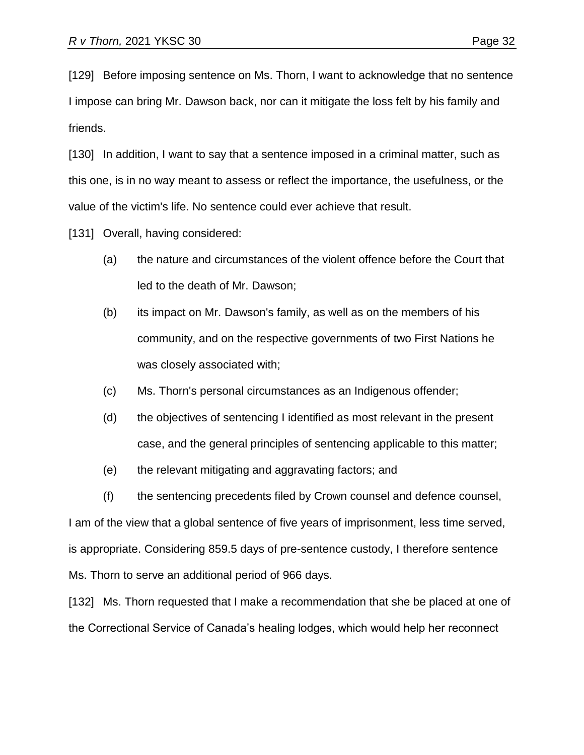[129] Before imposing sentence on Ms. Thorn, I want to acknowledge that no sentence I impose can bring Mr. Dawson back, nor can it mitigate the loss felt by his family and friends.

[130] In addition, I want to say that a sentence imposed in a criminal matter, such as this one, is in no way meant to assess or reflect the importance, the usefulness, or the value of the victim's life. No sentence could ever achieve that result.

[131] Overall, having considered:

(a) the nature and circumstances of the violent offence before the Court that led to the death of Mr. Dawson;

(b) its impact on Mr. Dawson's family, as well as on the members of his community, and on the respective governments of two First Nations he was closely associated with;

(c) Ms. Thorn's personal circumstances as an Indigenous offender;

(d) the objectives of sentencing I identified as most relevant in the present case, and the general principles of sentencing applicable to this matter;

(e) the relevant mitigating and aggravating factors; and

(f) the sentencing precedents filed by Crown counsel and defence counsel,

I am of the view that a global sentence of five years of imprisonment, less time served, is appropriate. Considering 859.5 days of pre-sentence custody, I therefore sentence Ms. Thorn to serve an additional period of 966 days.

[132] Ms. Thorn requested that I make a recommendation that she be placed at one of the Correctional Service of Canada's healing lodges, which would help her reconnect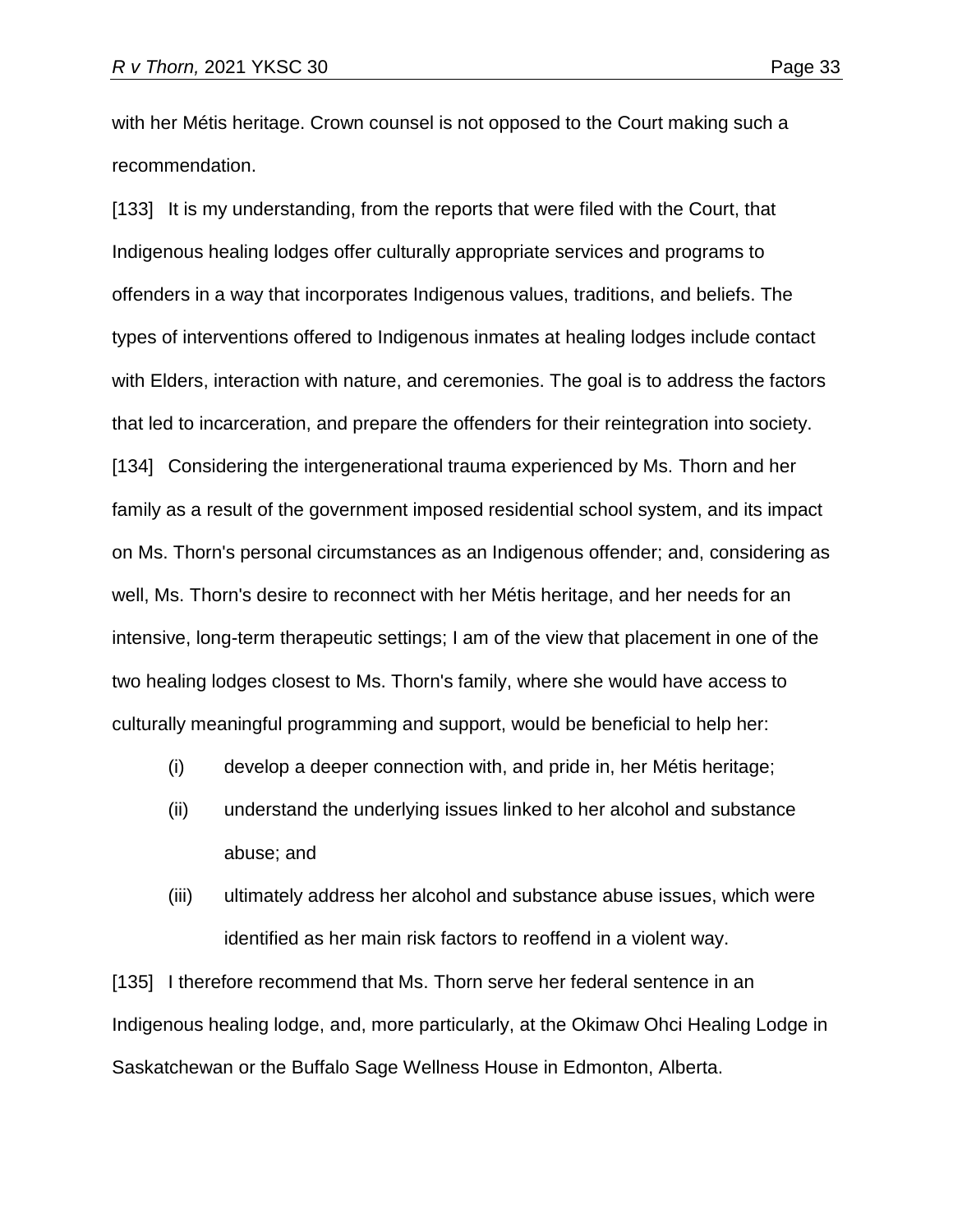with her Métis heritage. Crown counsel is not opposed to the Court making such a recommendation.

[133] It is my understanding, from the reports that were filed with the Court, that Indigenous healing lodges offer culturally appropriate services and programs to offenders in a way that incorporates Indigenous values, traditions, and beliefs. The types of interventions offered to Indigenous inmates at healing lodges include contact with Elders, interaction with nature, and ceremonies. The goal is to address the factors that led to incarceration, and prepare the offenders for their reintegration into society.

[134] Considering the intergenerational trauma experienced by Ms. Thorn and her family as a result of the government imposed residential school system, and its impact on Ms. Thorn's personal circumstances as an Indigenous offender; and, considering as well, Ms. Thorn's desire to reconnect with her Métis heritage, and her needs for an intensive, long-term therapeutic settings; I am of the view that placement in one of the two healing lodges closest to Ms. Thorn's family, where she would have access to culturally meaningful programming and support, would be beneficial to help her:

- (i) develop a deeper connection with, and pride in, her Métis heritage;
- (ii) understand the underlying issues linked to her alcohol and substance abuse; and
- (iii) ultimately address her alcohol and substance abuse issues, which were identified as her main risk factors to reoffend in a violent way.

[135] I therefore recommend that Ms. Thorn serve her federal sentence in an Indigenous healing lodge, and, more particularly, at the Okimaw Ohci Healing Lodge in Saskatchewan or the Buffalo Sage Wellness House in Edmonton, Alberta.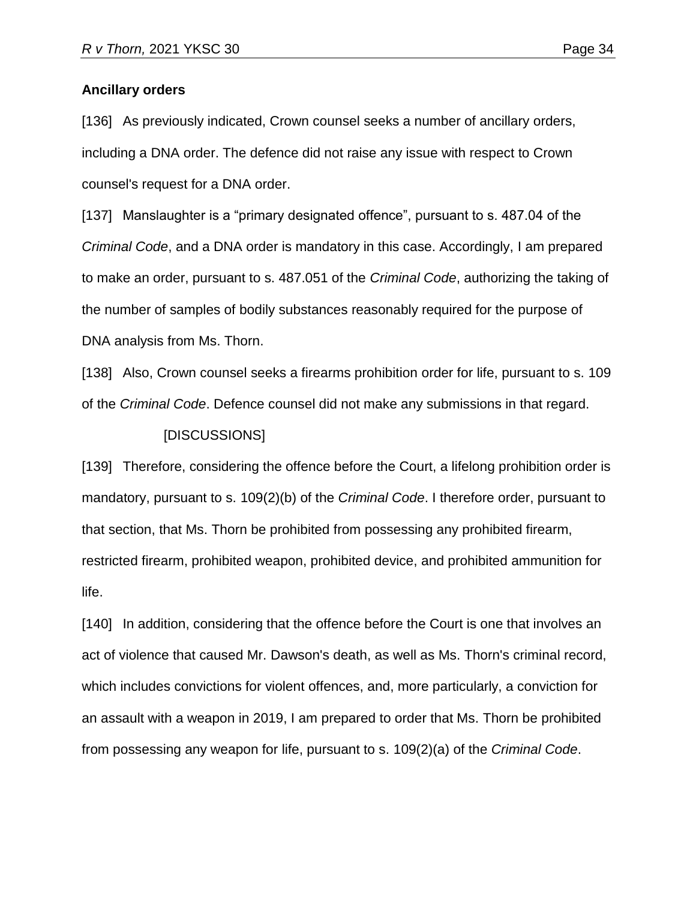**Ancillary orders**

[136] As previously indicated, Crown counsel seeks a number of ancillary orders, including a DNA order. The defence did not raise any issue with respect to Crown counsel's request for a DNA order.

[137] Manslaughter is a "primary designated offence", pursuant to s. 487.04 of the *Criminal Code*, and a DNA order is mandatory in this case. Accordingly, I am prepared to make an order, pursuant to s. 487.051 of the *Criminal Code*, authorizing the taking of the number of samples of bodily substances reasonably required for the purpose of DNA analysis from Ms. Thorn.

[138] Also, Crown counsel seeks a firearms prohibition order for life, pursuant to s. 109 of the *Criminal Code*. Defence counsel did not make any submissions in that regard.

[DISCUSSIONS]

[139] Therefore, considering the offence before the Court, a lifelong prohibition order is mandatory, pursuant to s. 109(2)(b) of the *Criminal Code*. I therefore order, pursuant to that section, that Ms. Thorn be prohibited from possessing any prohibited firearm, restricted firearm, prohibited weapon, prohibited device, and prohibited ammunition for life.

[140] In addition, considering that the offence before the Court is one that involves an act of violence that caused Mr. Dawson's death, as well as Ms. Thorn's criminal record, which includes convictions for violent offences, and, more particularly, a conviction for an assault with a weapon in 2019, I am prepared to order that Ms. Thorn be prohibited from possessing any weapon for life, pursuant to s. 109(2)(a) of the *Criminal Code*.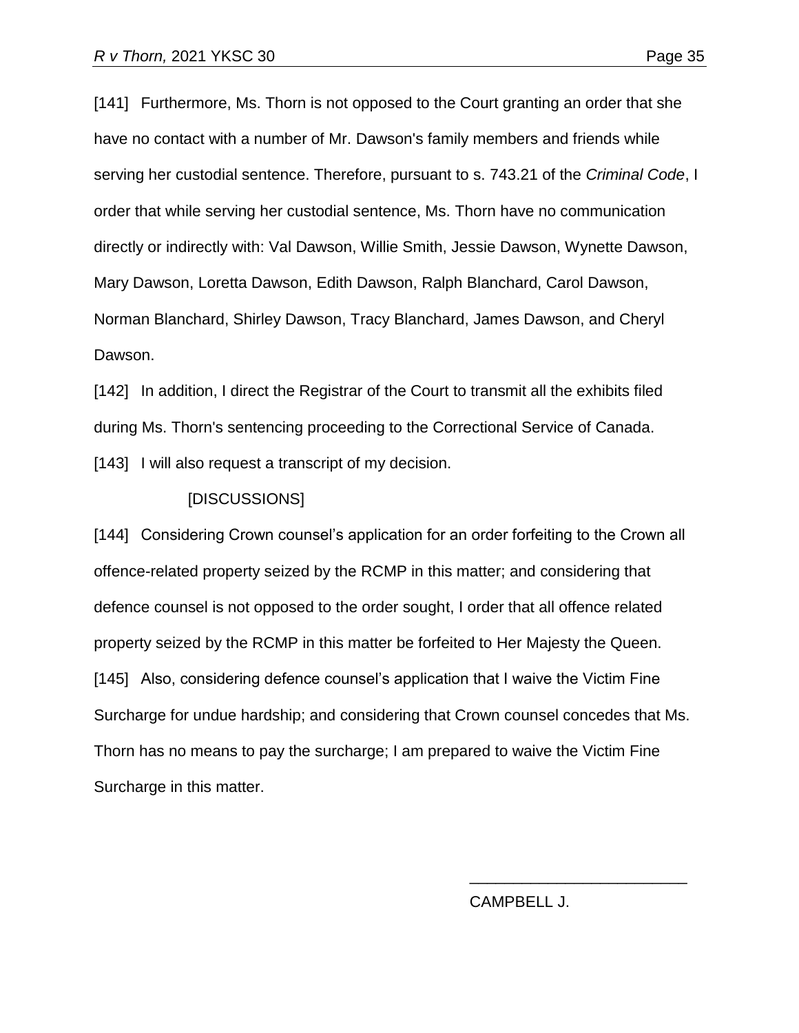[141] Furthermore, Ms. Thorn is not opposed to the Court granting an order that she have no contact with a number of Mr. Dawson's family members and friends while serving her custodial sentence. Therefore, pursuant to s. 743.21 of the *Criminal Code*, I order that while serving her custodial sentence, Ms. Thorn have no communication directly or indirectly with: Val Dawson, Willie Smith, Jessie Dawson, Wynette Dawson, Mary Dawson, Loretta Dawson, Edith Dawson, Ralph Blanchard, Carol Dawson, Norman Blanchard, Shirley Dawson, Tracy Blanchard, James Dawson, and Cheryl Dawson.

[142] In addition, I direct the Registrar of the Court to transmit all the exhibits filed during Ms. Thorn's sentencing proceeding to the Correctional Service of Canada.

[143] I will also request a transcript of my decision.

[DISCUSSIONS]

[144] Considering Crown counsel's application for an order forfeiting to the Crown all offence-related property seized by the RCMP in this matter; and considering that defence counsel is not opposed to the order sought, I order that all offence related property seized by the RCMP in this matter be forfeited to Her Majesty the Queen.

[145] Also, considering defence counsel's application that I waive the Victim Fine Surcharge for undue hardship; and considering that Crown counsel concedes that Ms. Thorn has no means to pay the surcharge; I am prepared to waive the Victim Fine Surcharge in this matter.

\_\_\_\_\_\_\_\_\_\_\_\_\_\_\_\_\_\_\_\_\_\_\_\_\_\_

CAMPBELL J.